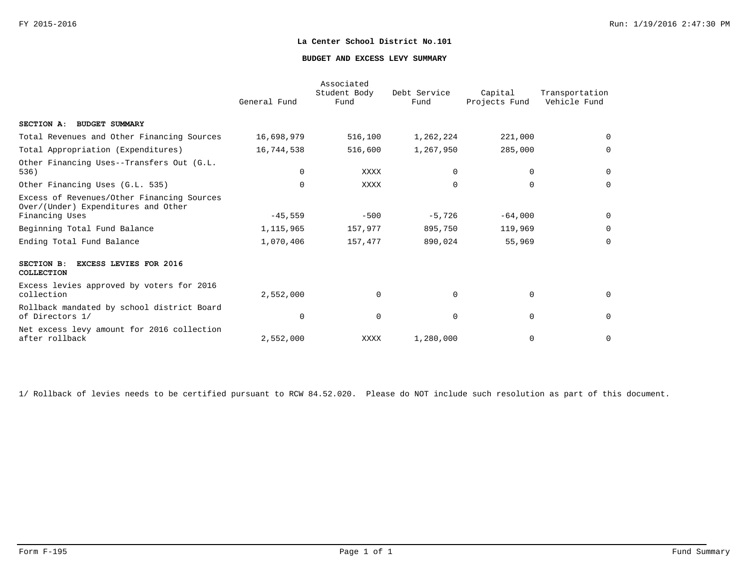**La Center School District No.101**

**BUDGET AND EXCESS LEVY SUMMARY**

| | General Fund | Associated Student Body Fund | Debt Service Fund | Capital Projects Fund | Transportation Vehicle Fund |
|---|---|---|---|---|---|
| **SECTION A: BUDGET SUMMARY** | | | | | |
| Total Revenues and Other Financing Sources | 16,698,979 | 516,100 | 1,262,224 | 221,000 | 0 |
| Total Appropriation (Expenditures) | 16,744,538 | 516,600 | 1,267,950 | 285,000 | 0 |
| Other Financing Uses--Transfers Out (G.L. 536) | 0 | XXXX | 0 | 0 | 0 |
| Other Financing Uses (G.L. 535) | 0 | XXXX | 0 | 0 | 0 |
| Excess of Revenues/Other Financing Sources Over/(Under) Expenditures and Other Financing Uses | -45,559 | -500 | -5,726 | -64,000 | 0 |
| Beginning Total Fund Balance | 1,115,965 | 157,977 | 895,750 | 119,969 | 0 |
| Ending Total Fund Balance | 1,070,406 | 157,477 | 890,024 | 55,969 | 0 |
| **SECTION B: EXCESS LEVIES FOR 2016 COLLECTION** | | | | | |
| Excess levies approved by voters for 2016 collection | 2,552,000 | 0 | 0 | 0 | 0 |
| Rollback mandated by school district Board of Directors 1/ | 0 | 0 | 0 | 0 | 0 |
| Net excess levy amount for 2016 collection after rollback | 2,552,000 | XXXX | 1,280,000 | 0 | 0 |

1/ Rollback of levies needs to be certified pursuant to RCW 84.52.020. Please do NOT include such resolution as part of this document.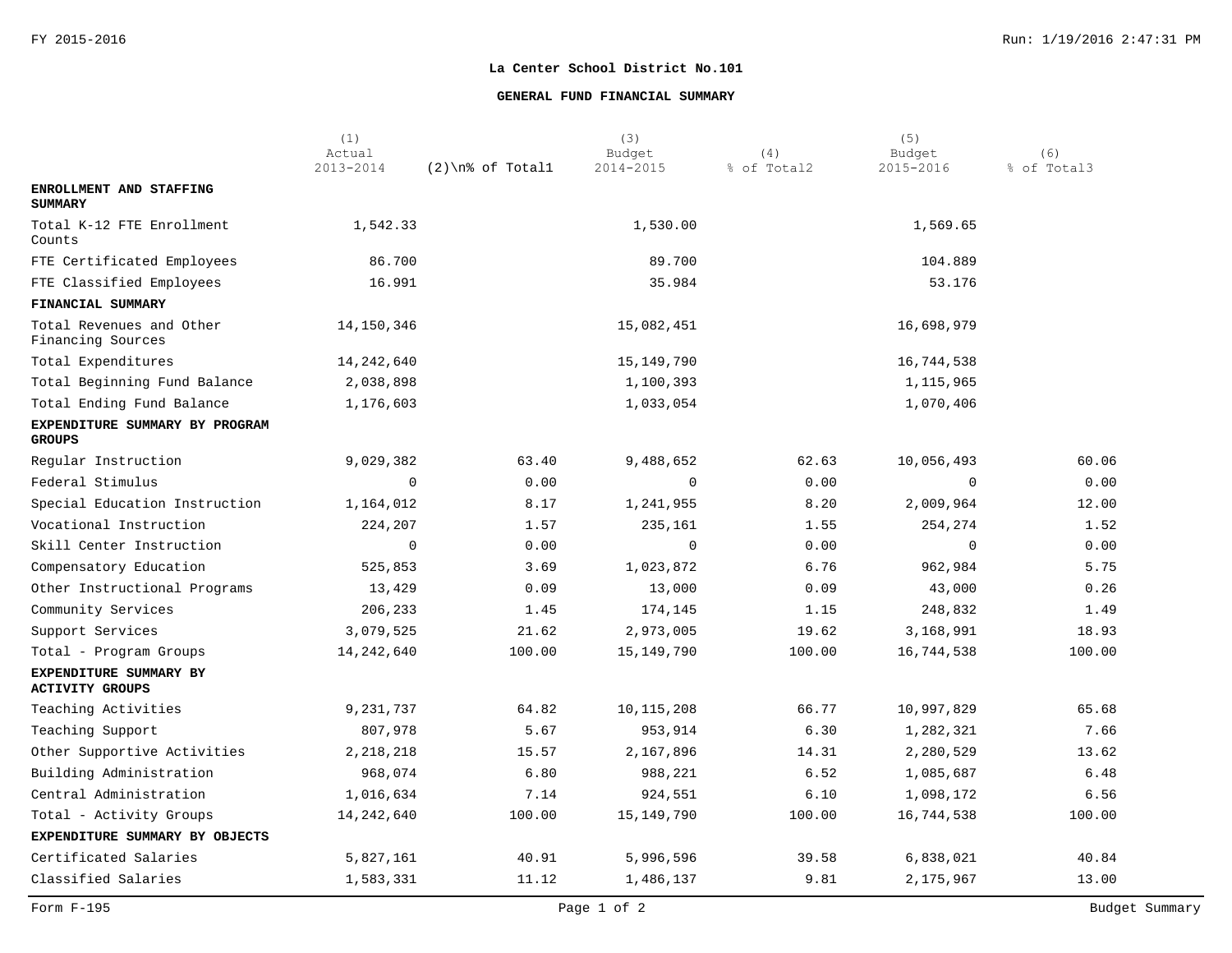# La Center School District No.101

## GENERAL FUND FINANCIAL SUMMARY

| | (1) Actual 2013-2014 | (2)\n% of Total1 | (3) Budget 2014-2015 | (4) % of Total2 | (5) Budget 2015-2016 | (6) % of Total3 |
|---|---|---|---|---|---|---|
| **ENROLLMENT AND STAFFING SUMMARY** | | | | | | |
| Total K-12 FTE Enrollment Counts | 1,542.33 | | 1,530.00 | | 1,569.65 | |
| FTE Certificated Employees | 86.700 | | 89.700 | | 104.889 | |
| FTE Classified Employees | 16.991 | | 35.984 | | 53.176 | |
| **FINANCIAL SUMMARY** | | | | | | |
| Total Revenues and Other Financing Sources | 14,150,346 | | 15,082,451 | | 16,698,979 | |
| Total Expenditures | 14,242,640 | | 15,149,790 | | 16,744,538 | |
| Total Beginning Fund Balance | 2,038,898 | | 1,100,393 | | 1,115,965 | |
| Total Ending Fund Balance | 1,176,603 | | 1,033,054 | | 1,070,406 | |
| **EXPENDITURE SUMMARY BY PROGRAM GROUPS** | | | | | | |
| Regular Instruction | 9,029,382 | 63.40 | 9,488,652 | 62.63 | 10,056,493 | 60.06 |
| Federal Stimulus | 0 | 0.00 | 0 | 0.00 | 0 | 0.00 |
| Special Education Instruction | 1,164,012 | 8.17 | 1,241,955 | 8.20 | 2,009,964 | 12.00 |
| Vocational Instruction | 224,207 | 1.57 | 235,161 | 1.55 | 254,274 | 1.52 |
| Skill Center Instruction | 0 | 0.00 | 0 | 0.00 | 0 | 0.00 |
| Compensatory Education | 525,853 | 3.69 | 1,023,872 | 6.76 | 962,984 | 5.75 |
| Other Instructional Programs | 13,429 | 0.09 | 13,000 | 0.09 | 43,000 | 0.26 |
| Community Services | 206,233 | 1.45 | 174,145 | 1.15 | 248,832 | 1.49 |
| Support Services | 3,079,525 | 21.62 | 2,973,005 | 19.62 | 3,168,991 | 18.93 |
| Total - Program Groups | 14,242,640 | 100.00 | 15,149,790 | 100.00 | 16,744,538 | 100.00 |
| **EXPENDITURE SUMMARY BY ACTIVITY GROUPS** | | | | | | |
| Teaching Activities | 9,231,737 | 64.82 | 10,115,208 | 66.77 | 10,997,829 | 65.68 |
| Teaching Support | 807,978 | 5.67 | 953,914 | 6.30 | 1,282,321 | 7.66 |
| Other Supportive Activities | 2,218,218 | 15.57 | 2,167,896 | 14.31 | 2,280,529 | 13.62 |
| Building Administration | 968,074 | 6.80 | 988,221 | 6.52 | 1,085,687 | 6.48 |
| Central Administration | 1,016,634 | 7.14 | 924,551 | 6.10 | 1,098,172 | 6.56 |
| Total - Activity Groups | 14,242,640 | 100.00 | 15,149,790 | 100.00 | 16,744,538 | 100.00 |
| **EXPENDITURE SUMMARY BY OBJECTS** | | | | | | |
| Certificated Salaries | 5,827,161 | 40.91 | 5,996,596 | 39.58 | 6,838,021 | 40.84 |
| Classified Salaries | 1,583,331 | 11.12 | 1,486,137 | 9.81 | 2,175,967 | 13.00 |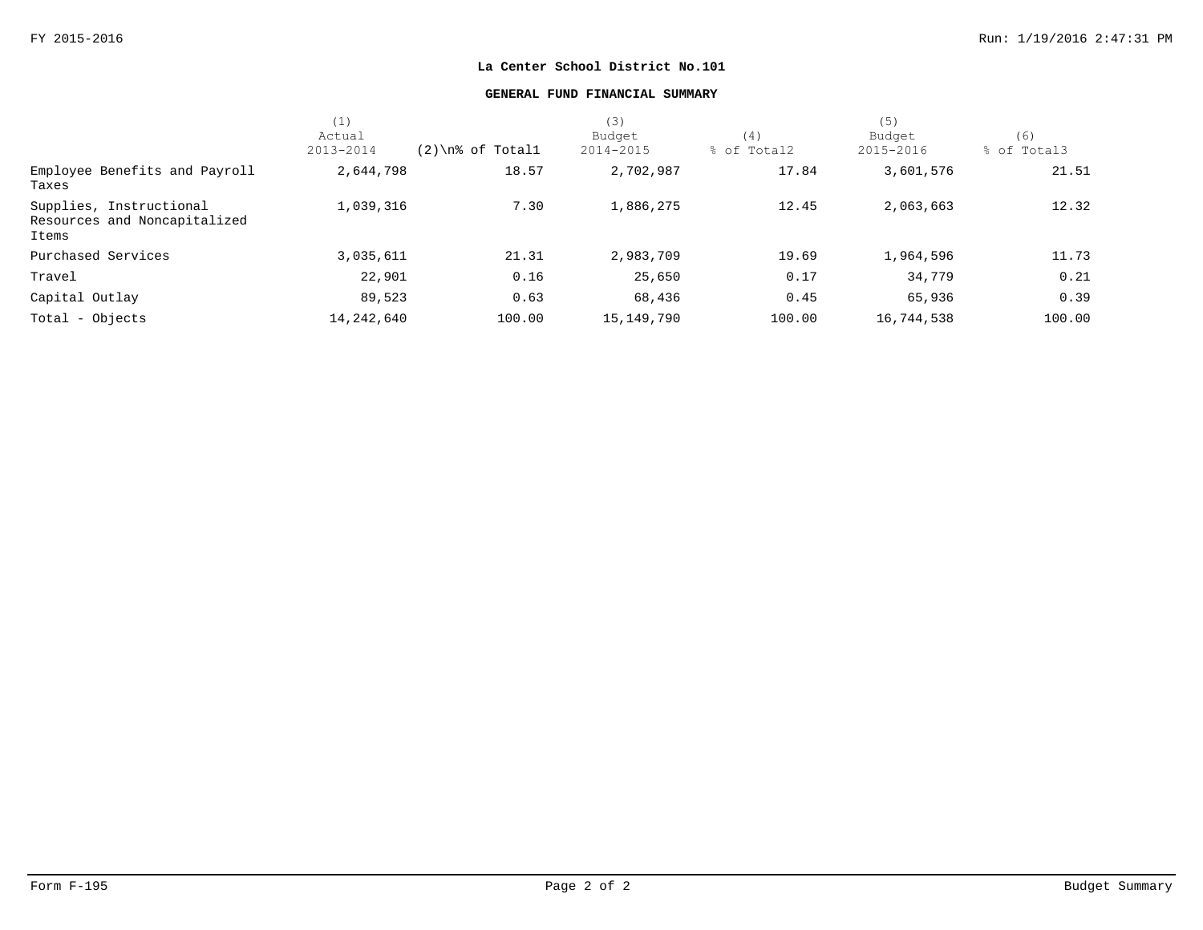**La Center School District No.101**

**GENERAL FUND FINANCIAL SUMMARY**

| | (1) Actual 2013-2014 | (2)\n% of Total1 | (3) Budget 2014-2015 | (4) % of Total2 | (5) Budget 2015-2016 | (6) % of Total3 |
|---|---|---|---|---|---|---|
| Employee Benefits and Payroll Taxes | 2,644,798 | 18.57 | 2,702,987 | 17.84 | 3,601,576 | 21.51 |
| Supplies, Instructional Resources and Noncapitalized Items | 1,039,316 | 7.30 | 1,886,275 | 12.45 | 2,063,663 | 12.32 |
| Purchased Services | 3,035,611 | 21.31 | 2,983,709 | 19.69 | 1,964,596 | 11.73 |
| Travel | 22,901 | 0.16 | 25,650 | 0.17 | 34,779 | 0.21 |
| Capital Outlay | 89,523 | 0.63 | 68,436 | 0.45 | 65,936 | 0.39 |
| Total - Objects | 14,242,640 | 100.00 | 15,149,790 | 100.00 | 16,744,538 | 100.00 |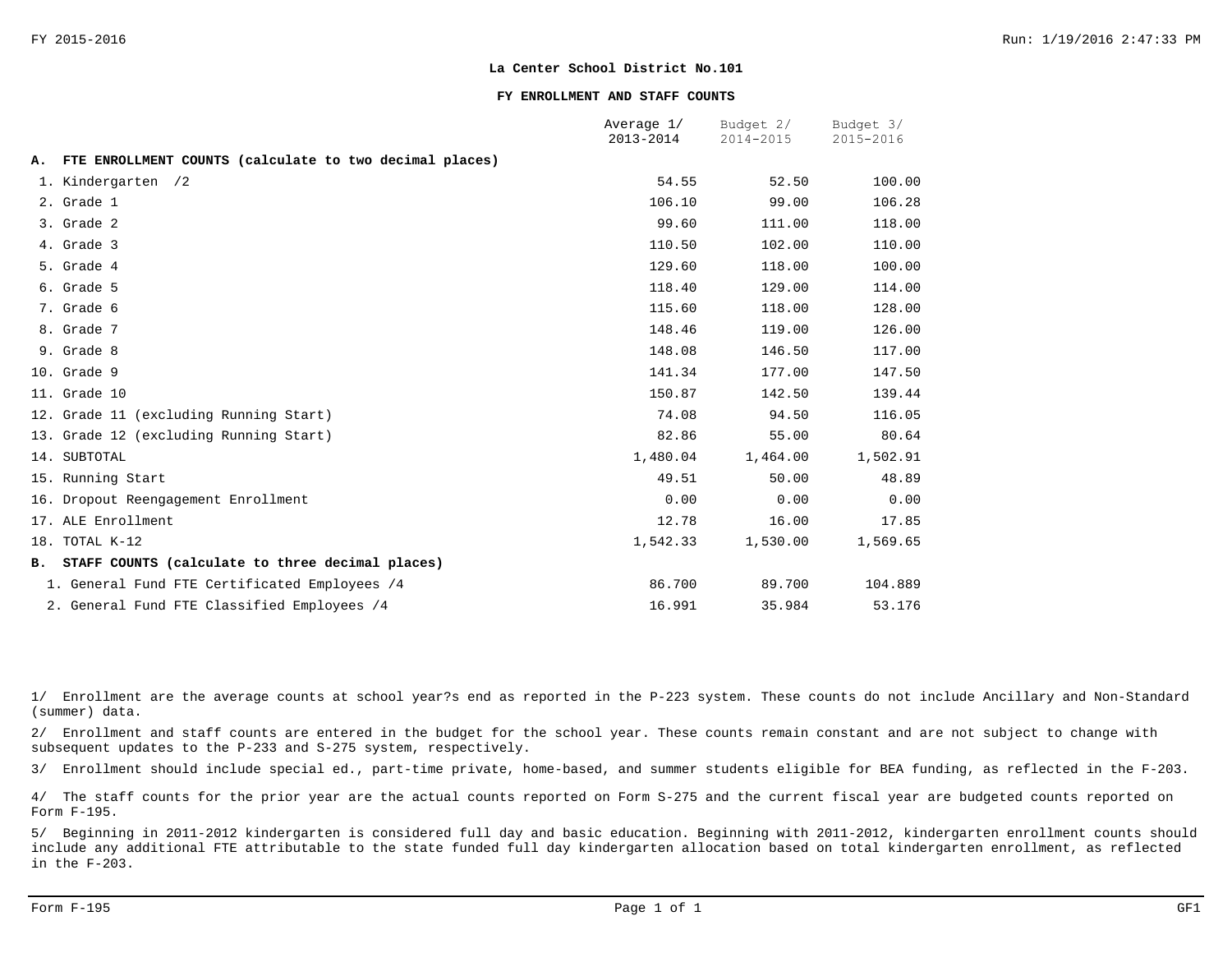**La Center School District No.101**

**FY ENROLLMENT AND STAFF COUNTS**

| | Average 1/ 2013-2014 | Budget 2/ 2014-2015 | Budget 3/ 2015-2016 |
|---|---|---|---|
| **A. FTE ENROLLMENT COUNTS (calculate to two decimal places)** | | | |
| 1. Kindergarten /2 | 54.55 | 52.50 | 100.00 |
| 2. Grade 1 | 106.10 | 99.00 | 106.28 |
| 3. Grade 2 | 99.60 | 111.00 | 118.00 |
| 4. Grade 3 | 110.50 | 102.00 | 110.00 |
| 5. Grade 4 | 129.60 | 118.00 | 100.00 |
| 6. Grade 5 | 118.40 | 129.00 | 114.00 |
| 7. Grade 6 | 115.60 | 118.00 | 128.00 |
| 8. Grade 7 | 148.46 | 119.00 | 126.00 |
| 9. Grade 8 | 148.08 | 146.50 | 117.00 |
| 10. Grade 9 | 141.34 | 177.00 | 147.50 |
| 11. Grade 10 | 150.87 | 142.50 | 139.44 |
| 12. Grade 11 (excluding Running Start) | 74.08 | 94.50 | 116.05 |
| 13. Grade 12 (excluding Running Start) | 82.86 | 55.00 | 80.64 |
| 14. SUBTOTAL | 1,480.04 | 1,464.00 | 1,502.91 |
| 15. Running Start | 49.51 | 50.00 | 48.89 |
| 16. Dropout Reengagement Enrollment | 0.00 | 0.00 | 0.00 |
| 17. ALE Enrollment | 12.78 | 16.00 | 17.85 |
| 18. TOTAL K-12 | 1,542.33 | 1,530.00 | 1,569.65 |
| **B. STAFF COUNTS (calculate to three decimal places)** | | | |
| 1. General Fund FTE Certificated Employees /4 | 86.700 | 89.700 | 104.889 |
| 2. General Fund FTE Classified Employees /4 | 16.991 | 35.984 | 53.176 |

1/ Enrollment are the average counts at school year?s end as reported in the P-223 system. These counts do not include Ancillary and Non-Standard (summer) data.

2/ Enrollment and staff counts are entered in the budget for the school year. These counts remain constant and are not subject to change with subsequent updates to the P-233 and S-275 system, respectively.

3/ Enrollment should include special ed., part-time private, home-based, and summer students eligible for BEA funding, as reflected in the F-203.

4/ The staff counts for the prior year are the actual counts reported on Form S-275 and the current fiscal year are budgeted counts reported on Form F-195.

5/ Beginning in 2011-2012 kindergarten is considered full day and basic education. Beginning with 2011-2012, kindergarten enrollment counts should include any additional FTE attributable to the state funded full day kindergarten allocation based on total kindergarten enrollment, as reflected in the F-203.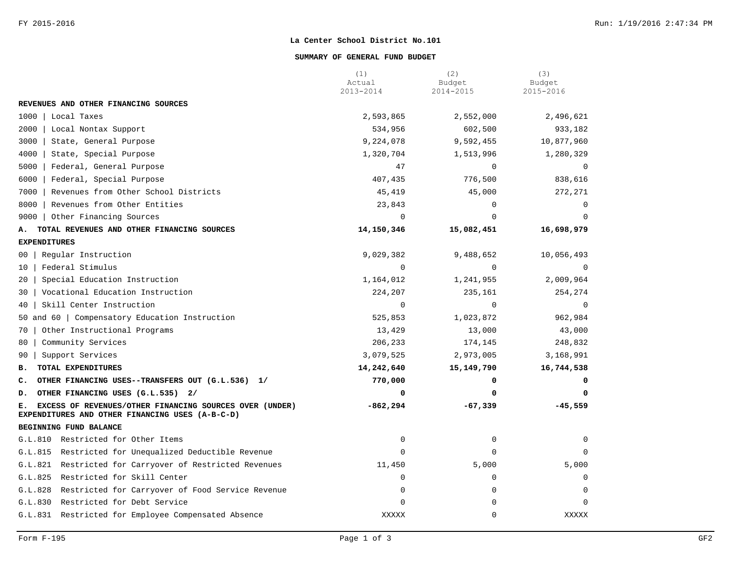**La Center School District No.101**

**SUMMARY OF GENERAL FUND BUDGET**

| | (1) Actual 2013-2014 | (2) Budget 2014-2015 | (3) Budget 2015-2016 |
|---|---|---|---|
| **REVENUES AND OTHER FINANCING SOURCES** | | | |
| 1000 \| Local Taxes | 2,593,865 | 2,552,000 | 2,496,621 |
| 2000 \| Local Nontax Support | 534,956 | 602,500 | 933,182 |
| 3000 \| State, General Purpose | 9,224,078 | 9,592,455 | 10,877,960 |
| 4000 \| State, Special Purpose | 1,320,704 | 1,513,996 | 1,280,329 |
| 5000 \| Federal, General Purpose | 47 | 0 | 0 |
| 6000 \| Federal, Special Purpose | 407,435 | 776,500 | 838,616 |
| 7000 \| Revenues from Other School Districts | 45,419 | 45,000 | 272,271 |
| 8000 \| Revenues from Other Entities | 23,843 | 0 | 0 |
| 9000 \| Other Financing Sources | 0 | 0 | 0 |
| **A. TOTAL REVENUES AND OTHER FINANCING SOURCES** | **14,150,346** | **15,082,451** | **16,698,979** |
| **EXPENDITURES** | | | |
| 00 \| Regular Instruction | 9,029,382 | 9,488,652 | 10,056,493 |
| 10 \| Federal Stimulus | 0 | 0 | 0 |
| 20 \| Special Education Instruction | 1,164,012 | 1,241,955 | 2,009,964 |
| 30 \| Vocational Education Instruction | 224,207 | 235,161 | 254,274 |
| 40 \| Skill Center Instruction | 0 | 0 | 0 |
| 50 and 60 \| Compensatory Education Instruction | 525,853 | 1,023,872 | 962,984 |
| 70 \| Other Instructional Programs | 13,429 | 13,000 | 43,000 |
| 80 \| Community Services | 206,233 | 174,145 | 248,832 |
| 90 \| Support Services | 3,079,525 | 2,973,005 | 3,168,991 |
| **B. TOTAL EXPENDITURES** | **14,242,640** | **15,149,790** | **16,744,538** |
| **C. OTHER FINANCING USES--TRANSFERS OUT (G.L.536) 1/** | **770,000** | **0** | **0** |
| **D. OTHER FINANCING USES (G.L.535) 2/** | **0** | **0** | **0** |
| **E. EXCESS OF REVENUES/OTHER FINANCING SOURCES OVER (UNDER) EXPENDITURES AND OTHER FINANCING USES (A-B-C-D)** | **-862,294** | **-67,339** | **-45,559** |
| **BEGINNING FUND BALANCE** | | | |
| G.L.810 Restricted for Other Items | 0 | 0 | 0 |
| G.L.815 Restricted for Unequalized Deductible Revenue | 0 | 0 | 0 |
| G.L.821 Restricted for Carryover of Restricted Revenues | 11,450 | 5,000 | 5,000 |
| G.L.825 Restricted for Skill Center | 0 | 0 | 0 |
| G.L.828 Restricted for Carryover of Food Service Revenue | 0 | 0 | 0 |
| G.L.830 Restricted for Debt Service | 0 | 0 | 0 |
| G.L.831 Restricted for Employee Compensated Absence | XXXXX | 0 | XXXXX |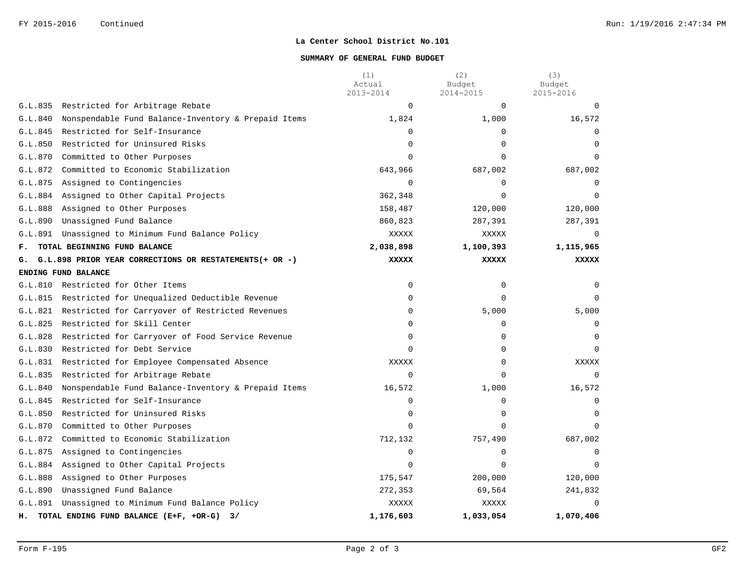**La Center School District No.101**

**SUMMARY OF GENERAL FUND BUDGET**

| | (1) Actual 2013-2014 | (2) Budget 2014-2015 | (3) Budget 2015-2016 |
|---|---|---|---|
| G.L.835 Restricted for Arbitrage Rebate | 0 | 0 | 0 |
| G.L.840 Nonspendable Fund Balance-Inventory & Prepaid Items | 1,824 | 1,000 | 16,572 |
| G.L.845 Restricted for Self-Insurance | 0 | 0 | 0 |
| G.L.850 Restricted for Uninsured Risks | 0 | 0 | 0 |
| G.L.870 Committed to Other Purposes | 0 | 0 | 0 |
| G.L.872 Committed to Economic Stabilization | 643,966 | 687,002 | 687,002 |
| G.L.875 Assigned to Contingencies | 0 | 0 | 0 |
| G.L.884 Assigned to Other Capital Projects | 362,348 | 0 | 0 |
| G.L.888 Assigned to Other Purposes | 158,487 | 120,000 | 120,000 |
| G.L.890 Unassigned Fund Balance | 860,823 | 287,391 | 287,391 |
| G.L.891 Unassigned to Minimum Fund Balance Policy | XXXXX | XXXXX | 0 |
| **F. TOTAL BEGINNING FUND BALANCE** | **2,038,898** | **1,100,393** | **1,115,965** |
| **G. G.L.898 PRIOR YEAR CORRECTIONS OR RESTATEMENTS(+ OR -)** | **XXXXX** | **XXXXX** | **XXXXX** |
| **ENDING FUND BALANCE** | | | |
| G.L.810 Restricted for Other Items | 0 | 0 | 0 |
| G.L.815 Restricted for Unequalized Deductible Revenue | 0 | 0 | 0 |
| G.L.821 Restricted for Carryover of Restricted Revenues | 0 | 5,000 | 5,000 |
| G.L.825 Restricted for Skill Center | 0 | 0 | 0 |
| G.L.828 Restricted for Carryover of Food Service Revenue | 0 | 0 | 0 |
| G.L.830 Restricted for Debt Service | 0 | 0 | 0 |
| G.L.831 Restricted for Employee Compensated Absence | XXXXX | 0 | XXXXX |
| G.L.835 Restricted for Arbitrage Rebate | 0 | 0 | 0 |
| G.L.840 Nonspendable Fund Balance-Inventory & Prepaid Items | 16,572 | 1,000 | 16,572 |
| G.L.845 Restricted for Self-Insurance | 0 | 0 | 0 |
| G.L.850 Restricted for Uninsured Risks | 0 | 0 | 0 |
| G.L.870 Committed to Other Purposes | 0 | 0 | 0 |
| G.L.872 Committed to Economic Stabilization | 712,132 | 757,490 | 687,002 |
| G.L.875 Assigned to Contingencies | 0 | 0 | 0 |
| G.L.884 Assigned to Other Capital Projects | 0 | 0 | 0 |
| G.L.888 Assigned to Other Purposes | 175,547 | 200,000 | 120,000 |
| G.L.890 Unassigned Fund Balance | 272,353 | 69,564 | 241,832 |
| G.L.891 Unassigned to Minimum Fund Balance Policy | XXXXX | XXXXX | 0 |
| **H. TOTAL ENDING FUND BALANCE (E+F, +OR-G) 3/** | **1,176,603** | **1,033,054** | **1,070,406** |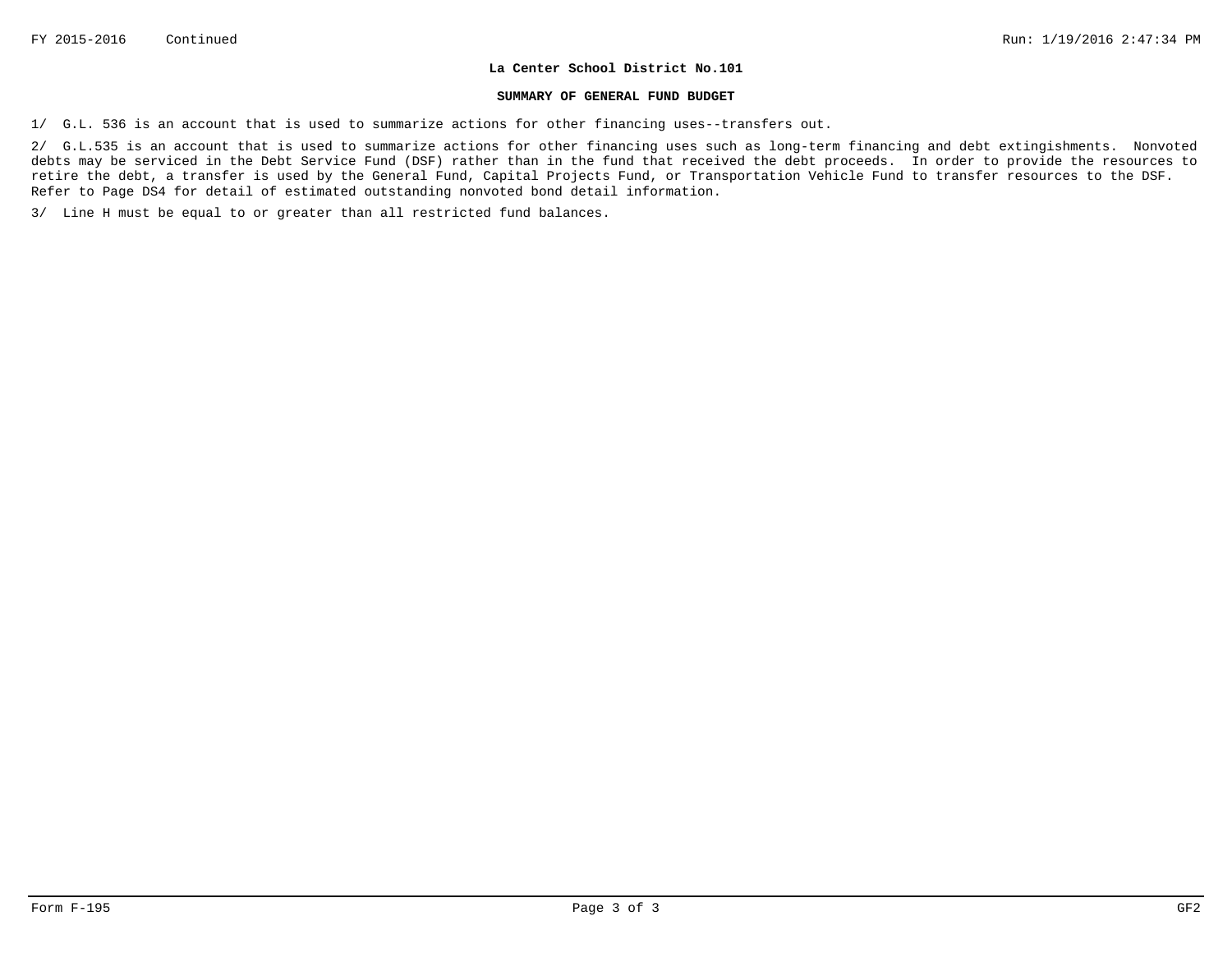**La Center School District No.101**

**SUMMARY OF GENERAL FUND BUDGET**

1/ G.L. 536 is an account that is used to summarize actions for other financing uses--transfers out.

2/ G.L.535 is an account that is used to summarize actions for other financing uses such as long-term financing and debt extingishments. Nonvoted debts may be serviced in the Debt Service Fund (DSF) rather than in the fund that received the debt proceeds. In order to provide the resources to retire the debt, a transfer is used by the General Fund, Capital Projects Fund, or Transportation Vehicle Fund to transfer resources to the DSF. Refer to Page DS4 for detail of estimated outstanding nonvoted bond detail information.

3/ Line H must be equal to or greater than all restricted fund balances.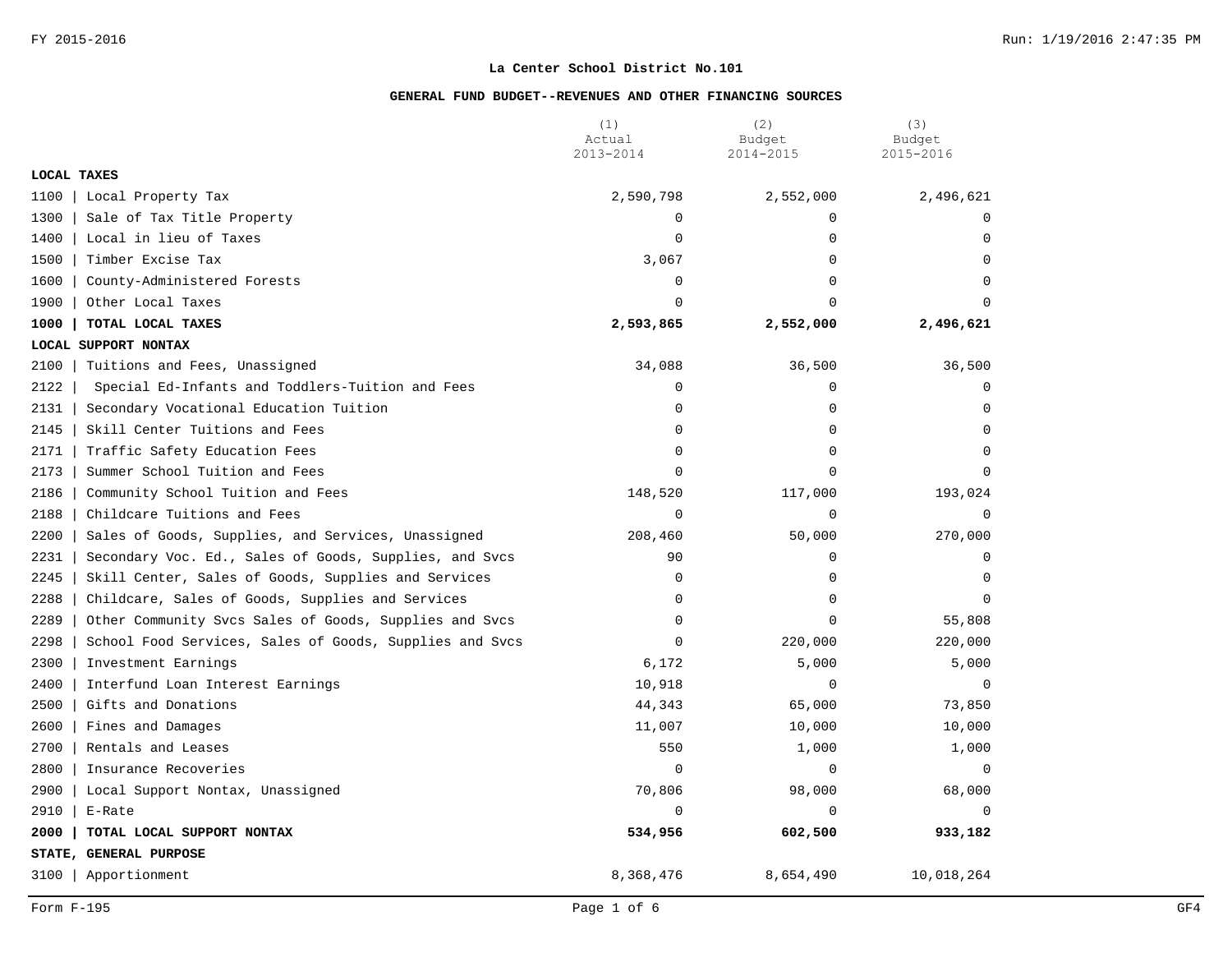**La Center School District No.101**

**GENERAL FUND BUDGET--REVENUES AND OTHER FINANCING SOURCES**

| | (1) Actual 2013-2014 | (2) Budget 2014-2015 | (3) Budget 2015-2016 |
|---|---|---|---|
| **LOCAL TAXES** | | | |
| 1100 \| Local Property Tax | 2,590,798 | 2,552,000 | 2,496,621 |
| 1300 \| Sale of Tax Title Property | 0 | 0 | 0 |
| 1400 \| Local in lieu of Taxes | 0 | 0 | 0 |
| 1500 \| Timber Excise Tax | 3,067 | 0 | 0 |
| 1600 \| County-Administered Forests | 0 | 0 | 0 |
| 1900 \| Other Local Taxes | 0 | 0 | 0 |
| **1000 \| TOTAL LOCAL TAXES** | **2,593,865** | **2,552,000** | **2,496,621** |
| **LOCAL SUPPORT NONTAX** | | | |
| 2100 \| Tuitions and Fees, Unassigned | 34,088 | 36,500 | 36,500 |
| 2122 \| Special Ed-Infants and Toddlers-Tuition and Fees | 0 | 0 | 0 |
| 2131 \| Secondary Vocational Education Tuition | 0 | 0 | 0 |
| 2145 \| Skill Center Tuitions and Fees | 0 | 0 | 0 |
| 2171 \| Traffic Safety Education Fees | 0 | 0 | 0 |
| 2173 \| Summer School Tuition and Fees | 0 | 0 | 0 |
| 2186 \| Community School Tuition and Fees | 148,520 | 117,000 | 193,024 |
| 2188 \| Childcare Tuitions and Fees | 0 | 0 | 0 |
| 2200 \| Sales of Goods, Supplies, and Services, Unassigned | 208,460 | 50,000 | 270,000 |
| 2231 \| Secondary Voc. Ed., Sales of Goods, Supplies, and Svcs | 90 | 0 | 0 |
| 2245 \| Skill Center, Sales of Goods, Supplies and Services | 0 | 0 | 0 |
| 2288 \| Childcare, Sales of Goods, Supplies and Services | 0 | 0 | 0 |
| 2289 \| Other Community Svcs Sales of Goods, Supplies and Svcs | 0 | 0 | 55,808 |
| 2298 \| School Food Services, Sales of Goods, Supplies and Svcs | 0 | 220,000 | 220,000 |
| 2300 \| Investment Earnings | 6,172 | 5,000 | 5,000 |
| 2400 \| Interfund Loan Interest Earnings | 10,918 | 0 | 0 |
| 2500 \| Gifts and Donations | 44,343 | 65,000 | 73,850 |
| 2600 \| Fines and Damages | 11,007 | 10,000 | 10,000 |
| 2700 \| Rentals and Leases | 550 | 1,000 | 1,000 |
| 2800 \| Insurance Recoveries | 0 | 0 | 0 |
| 2900 \| Local Support Nontax, Unassigned | 70,806 | 98,000 | 68,000 |
| 2910 \| E-Rate | 0 | 0 | 0 |
| **2000 \| TOTAL LOCAL SUPPORT NONTAX** | **534,956** | **602,500** | **933,182** |
| **STATE, GENERAL PURPOSE** | | | |
| 3100 \| Apportionment | 8,368,476 | 8,654,490 | 10,018,264 |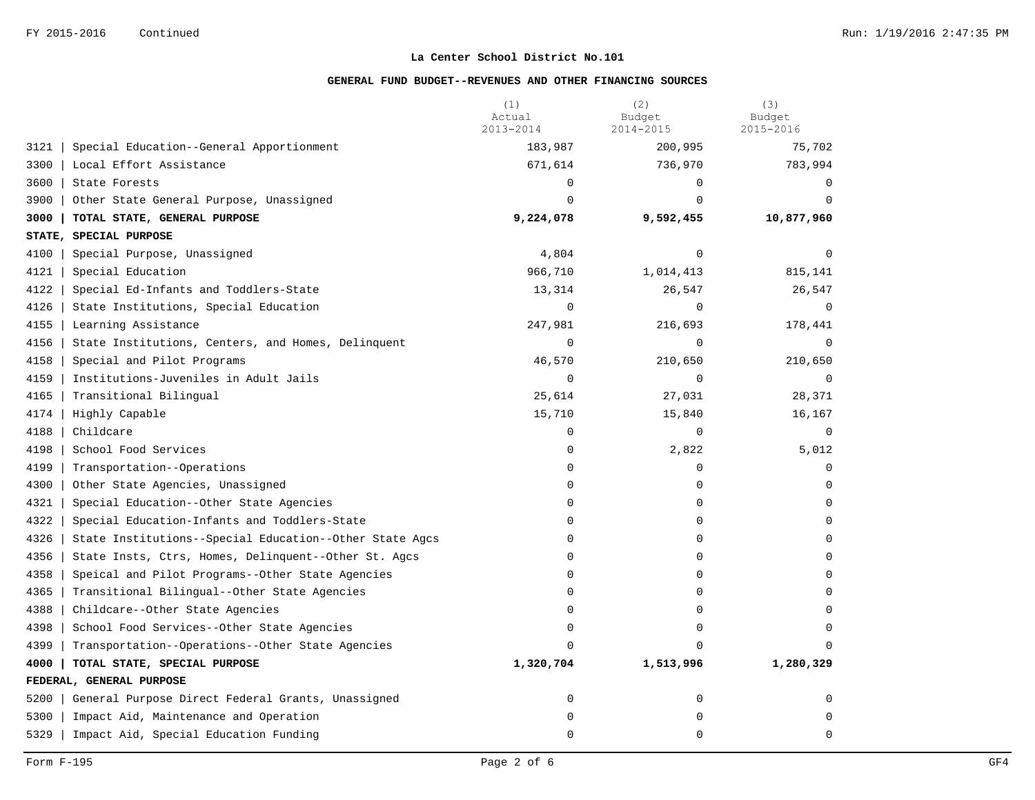**La Center School District No.101**

**GENERAL FUND BUDGET--REVENUES AND OTHER FINANCING SOURCES**

| | | (1) Actual 2013-2014 | (2) Budget 2014-2015 | (3) Budget 2015-2016 |
|---|---|---|---|---|
| 3121 | Special Education--General Apportionment | 183,987 | 200,995 | 75,702 |
| 3300 | Local Effort Assistance | 671,614 | 736,970 | 783,994 |
| 3600 | State Forests | 0 | 0 | 0 |
| 3900 | Other State General Purpose, Unassigned | 0 | 0 | 0 |
| **3000** | **TOTAL STATE, GENERAL PURPOSE** | **9,224,078** | **9,592,455** | **10,877,960** |
| **STATE, SPECIAL PURPOSE** | | | | |
| 4100 | Special Purpose, Unassigned | 4,804 | 0 | 0 |
| 4121 | Special Education | 966,710 | 1,014,413 | 815,141 |
| 4122 | Special Ed-Infants and Toddlers-State | 13,314 | 26,547 | 26,547 |
| 4126 | State Institutions, Special Education | 0 | 0 | 0 |
| 4155 | Learning Assistance | 247,981 | 216,693 | 178,441 |
| 4156 | State Institutions, Centers, and Homes, Delinquent | 0 | 0 | 0 |
| 4158 | Special and Pilot Programs | 46,570 | 210,650 | 210,650 |
| 4159 | Institutions-Juveniles in Adult Jails | 0 | 0 | 0 |
| 4165 | Transitional Bilingual | 25,614 | 27,031 | 28,371 |
| 4174 | Highly Capable | 15,710 | 15,840 | 16,167 |
| 4188 | Childcare | 0 | 0 | 0 |
| 4198 | School Food Services | 0 | 2,822 | 5,012 |
| 4199 | Transportation--Operations | 0 | 0 | 0 |
| 4300 | Other State Agencies, Unassigned | 0 | 0 | 0 |
| 4321 | Special Education--Other State Agencies | 0 | 0 | 0 |
| 4322 | Special Education-Infants and Toddlers-State | 0 | 0 | 0 |
| 4326 | State Institutions--Special Education--Other State Agcs | 0 | 0 | 0 |
| 4356 | State Insts, Ctrs, Homes, Delinquent--Other St. Agcs | 0 | 0 | 0 |
| 4358 | Speical and Pilot Programs--Other State Agencies | 0 | 0 | 0 |
| 4365 | Transitional Bilingual--Other State Agencies | 0 | 0 | 0 |
| 4388 | Childcare--Other State Agencies | 0 | 0 | 0 |
| 4398 | School Food Services--Other State Agencies | 0 | 0 | 0 |
| 4399 | Transportation--Operations--Other State Agencies | 0 | 0 | 0 |
| **4000** | **TOTAL STATE, SPECIAL PURPOSE** | **1,320,704** | **1,513,996** | **1,280,329** |
| **FEDERAL, GENERAL PURPOSE** | | | | |
| 5200 | General Purpose Direct Federal Grants, Unassigned | 0 | 0 | 0 |
| 5300 | Impact Aid, Maintenance and Operation | 0 | 0 | 0 |
| 5329 | Impact Aid, Special Education Funding | 0 | 0 | 0 |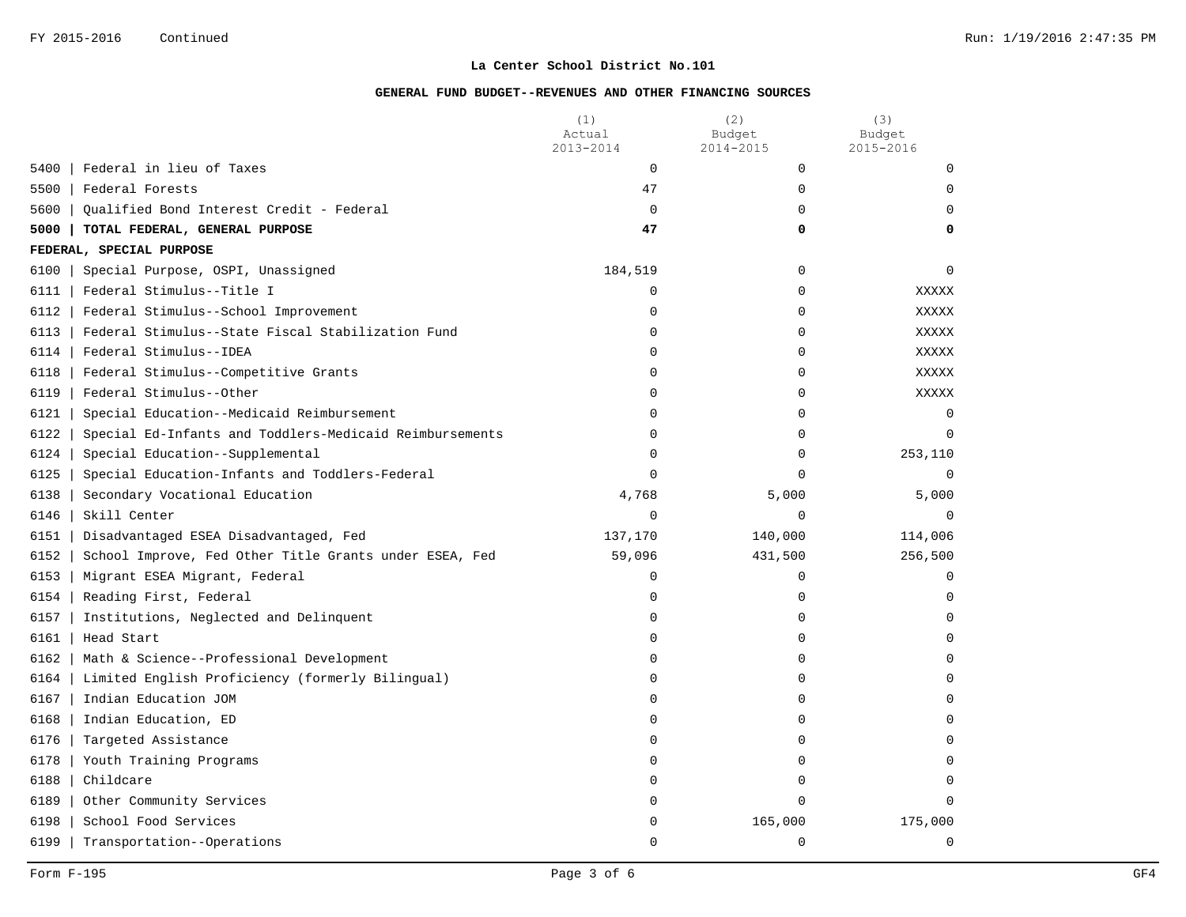## La Center School District No.101

### GENERAL FUND BUDGET--REVENUES AND OTHER FINANCING SOURCES

| | | (1) Actual 2013-2014 | (2) Budget 2014-2015 | (3) Budget 2015-2016 |
|---|---|---|---|---|
| 5400 | Federal in lieu of Taxes | 0 | 0 | 0 |
| 5500 | Federal Forests | 47 | 0 | 0 |
| 5600 | Qualified Bond Interest Credit - Federal | 0 | 0 | 0 |
| **5000** | **TOTAL FEDERAL, GENERAL PURPOSE** | **47** | **0** | **0** |
| **FEDERAL, SPECIAL PURPOSE** | | | | |
| 6100 | Special Purpose, OSPI, Unassigned | 184,519 | 0 | 0 |
| 6111 | Federal Stimulus--Title I | 0 | 0 | XXXXX |
| 6112 | Federal Stimulus--School Improvement | 0 | 0 | XXXXX |
| 6113 | Federal Stimulus--State Fiscal Stabilization Fund | 0 | 0 | XXXXX |
| 6114 | Federal Stimulus--IDEA | 0 | 0 | XXXXX |
| 6118 | Federal Stimulus--Competitive Grants | 0 | 0 | XXXXX |
| 6119 | Federal Stimulus--Other | 0 | 0 | XXXXX |
| 6121 | Special Education--Medicaid Reimbursement | 0 | 0 | 0 |
| 6122 | Special Ed-Infants and Toddlers-Medicaid Reimbursements | 0 | 0 | 0 |
| 6124 | Special Education--Supplemental | 0 | 0 | 253,110 |
| 6125 | Special Education-Infants and Toddlers-Federal | 0 | 0 | 0 |
| 6138 | Secondary Vocational Education | 4,768 | 5,000 | 5,000 |
| 6146 | Skill Center | 0 | 0 | 0 |
| 6151 | Disadvantaged ESEA Disadvantaged, Fed | 137,170 | 140,000 | 114,006 |
| 6152 | School Improve, Fed Other Title Grants under ESEA, Fed | 59,096 | 431,500 | 256,500 |
| 6153 | Migrant ESEA Migrant, Federal | 0 | 0 | 0 |
| 6154 | Reading First, Federal | 0 | 0 | 0 |
| 6157 | Institutions, Neglected and Delinquent | 0 | 0 | 0 |
| 6161 | Head Start | 0 | 0 | 0 |
| 6162 | Math & Science--Professional Development | 0 | 0 | 0 |
| 6164 | Limited English Proficiency (formerly Bilingual) | 0 | 0 | 0 |
| 6167 | Indian Education JOM | 0 | 0 | 0 |
| 6168 | Indian Education, ED | 0 | 0 | 0 |
| 6176 | Targeted Assistance | 0 | 0 | 0 |
| 6178 | Youth Training Programs | 0 | 0 | 0 |
| 6188 | Childcare | 0 | 0 | 0 |
| 6189 | Other Community Services | 0 | 0 | 0 |
| 6198 | School Food Services | 0 | 165,000 | 175,000 |
| 6199 | Transportation--Operations | 0 | 0 | 0 |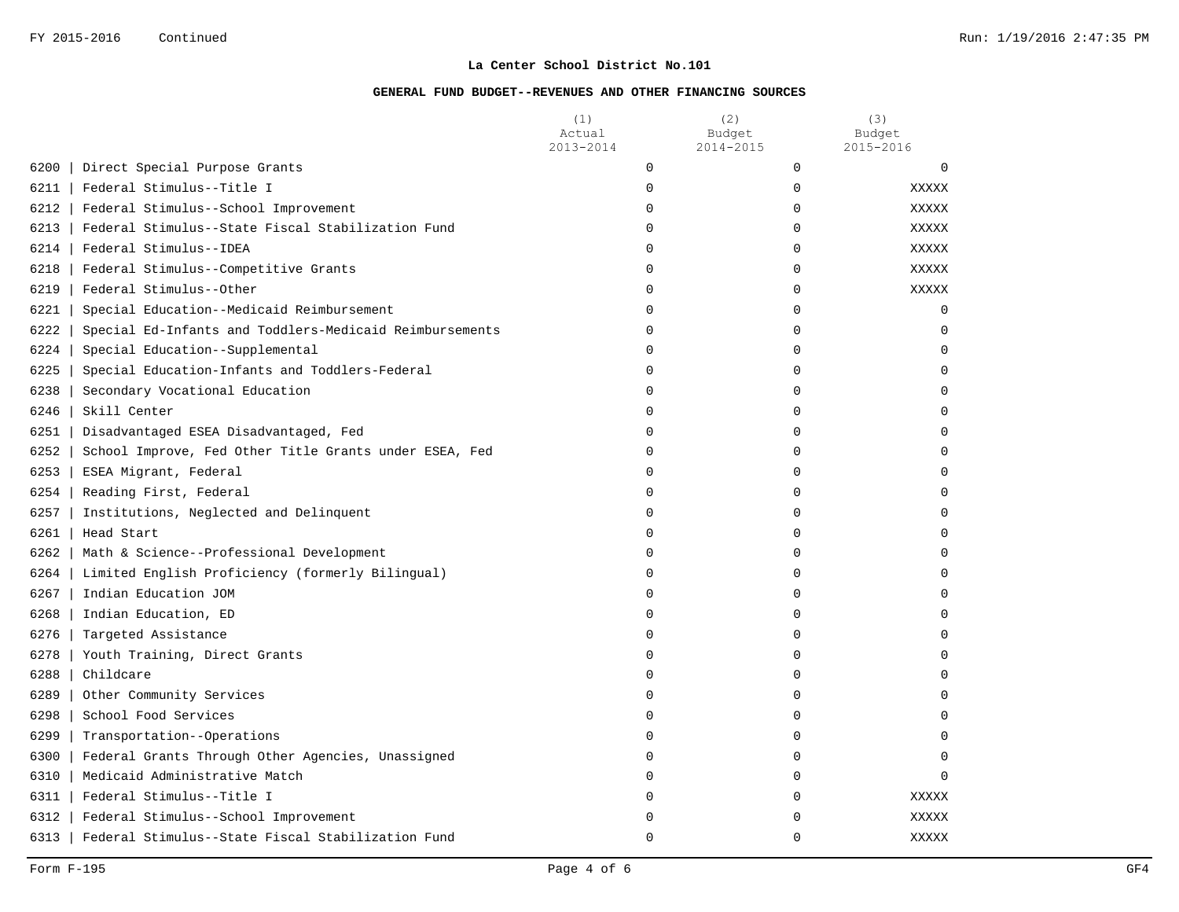**La Center School District No.101**

**GENERAL FUND BUDGET--REVENUES AND OTHER FINANCING SOURCES**

| | | (1) Actual 2013-2014 | (2) Budget 2014-2015 | (3) Budget 2015-2016 |
|---|---|---|---|---|
| 6200 | Direct Special Purpose Grants | 0 | 0 | 0 |
| 6211 | Federal Stimulus--Title I | 0 | 0 | XXXXX |
| 6212 | Federal Stimulus--School Improvement | 0 | 0 | XXXXX |
| 6213 | Federal Stimulus--State Fiscal Stabilization Fund | 0 | 0 | XXXXX |
| 6214 | Federal Stimulus--IDEA | 0 | 0 | XXXXX |
| 6218 | Federal Stimulus--Competitive Grants | 0 | 0 | XXXXX |
| 6219 | Federal Stimulus--Other | 0 | 0 | XXXXX |
| 6221 | Special Education--Medicaid Reimbursement | 0 | 0 | 0 |
| 6222 | Special Ed-Infants and Toddlers-Medicaid Reimbursements | 0 | 0 | 0 |
| 6224 | Special Education--Supplemental | 0 | 0 | 0 |
| 6225 | Special Education-Infants and Toddlers-Federal | 0 | 0 | 0 |
| 6238 | Secondary Vocational Education | 0 | 0 | 0 |
| 6246 | Skill Center | 0 | 0 | 0 |
| 6251 | Disadvantaged ESEA Disadvantaged, Fed | 0 | 0 | 0 |
| 6252 | School Improve, Fed Other Title Grants under ESEA, Fed | 0 | 0 | 0 |
| 6253 | ESEA Migrant, Federal | 0 | 0 | 0 |
| 6254 | Reading First, Federal | 0 | 0 | 0 |
| 6257 | Institutions, Neglected and Delinquent | 0 | 0 | 0 |
| 6261 | Head Start | 0 | 0 | 0 |
| 6262 | Math & Science--Professional Development | 0 | 0 | 0 |
| 6264 | Limited English Proficiency (formerly Bilingual) | 0 | 0 | 0 |
| 6267 | Indian Education JOM | 0 | 0 | 0 |
| 6268 | Indian Education, ED | 0 | 0 | 0 |
| 6276 | Targeted Assistance | 0 | 0 | 0 |
| 6278 | Youth Training, Direct Grants | 0 | 0 | 0 |
| 6288 | Childcare | 0 | 0 | 0 |
| 6289 | Other Community Services | 0 | 0 | 0 |
| 6298 | School Food Services | 0 | 0 | 0 |
| 6299 | Transportation--Operations | 0 | 0 | 0 |
| 6300 | Federal Grants Through Other Agencies, Unassigned | 0 | 0 | 0 |
| 6310 | Medicaid Administrative Match | 0 | 0 | 0 |
| 6311 | Federal Stimulus--Title I | 0 | 0 | XXXXX |
| 6312 | Federal Stimulus--School Improvement | 0 | 0 | XXXXX |
| 6313 | Federal Stimulus--State Fiscal Stabilization Fund | 0 | 0 | XXXXX |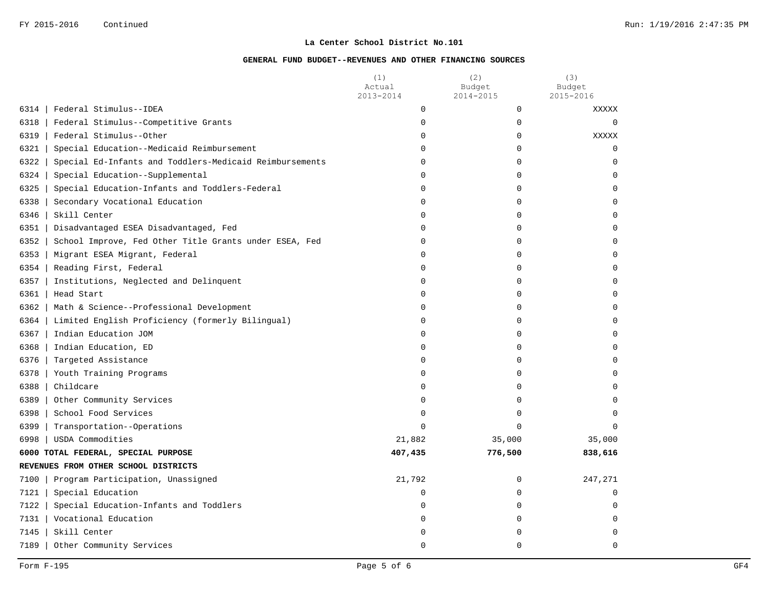**La Center School District No.101**

**GENERAL FUND BUDGET--REVENUES AND OTHER FINANCING SOURCES**

| | | (1) Actual 2013-2014 | (2) Budget 2014-2015 | (3) Budget 2015-2016 |
|---|---|---|---|---|
| 6314 | Federal Stimulus--IDEA | 0 | 0 | XXXXX |
| 6318 | Federal Stimulus--Competitive Grants | 0 | 0 | 0 |
| 6319 | Federal Stimulus--Other | 0 | 0 | XXXXX |
| 6321 | Special Education--Medicaid Reimbursement | 0 | 0 | 0 |
| 6322 | Special Ed-Infants and Toddlers-Medicaid Reimbursements | 0 | 0 | 0 |
| 6324 | Special Education--Supplemental | 0 | 0 | 0 |
| 6325 | Special Education-Infants and Toddlers-Federal | 0 | 0 | 0 |
| 6338 | Secondary Vocational Education | 0 | 0 | 0 |
| 6346 | Skill Center | 0 | 0 | 0 |
| 6351 | Disadvantaged ESEA Disadvantaged, Fed | 0 | 0 | 0 |
| 6352 | School Improve, Fed Other Title Grants under ESEA, Fed | 0 | 0 | 0 |
| 6353 | Migrant ESEA Migrant, Federal | 0 | 0 | 0 |
| 6354 | Reading First, Federal | 0 | 0 | 0 |
| 6357 | Institutions, Neglected and Delinquent | 0 | 0 | 0 |
| 6361 | Head Start | 0 | 0 | 0 |
| 6362 | Math & Science--Professional Development | 0 | 0 | 0 |
| 6364 | Limited English Proficiency (formerly Bilingual) | 0 | 0 | 0 |
| 6367 | Indian Education JOM | 0 | 0 | 0 |
| 6368 | Indian Education, ED | 0 | 0 | 0 |
| 6376 | Targeted Assistance | 0 | 0 | 0 |
| 6378 | Youth Training Programs | 0 | 0 | 0 |
| 6388 | Childcare | 0 | 0 | 0 |
| 6389 | Other Community Services | 0 | 0 | 0 |
| 6398 | School Food Services | 0 | 0 | 0 |
| 6399 | Transportation--Operations | 0 | 0 | 0 |
| 6998 | USDA Commodities | 21,882 | 35,000 | 35,000 |
| **6000** | **TOTAL FEDERAL, SPECIAL PURPOSE** | **407,435** | **776,500** | **838,616** |
| | **REVENUES FROM OTHER SCHOOL DISTRICTS** | | | |
| 7100 | Program Participation, Unassigned | 21,792 | 0 | 247,271 |
| 7121 | Special Education | 0 | 0 | 0 |
| 7122 | Special Education-Infants and Toddlers | 0 | 0 | 0 |
| 7131 | Vocational Education | 0 | 0 | 0 |
| 7145 | Skill Center | 0 | 0 | 0 |
| 7189 | Other Community Services | 0 | 0 | 0 |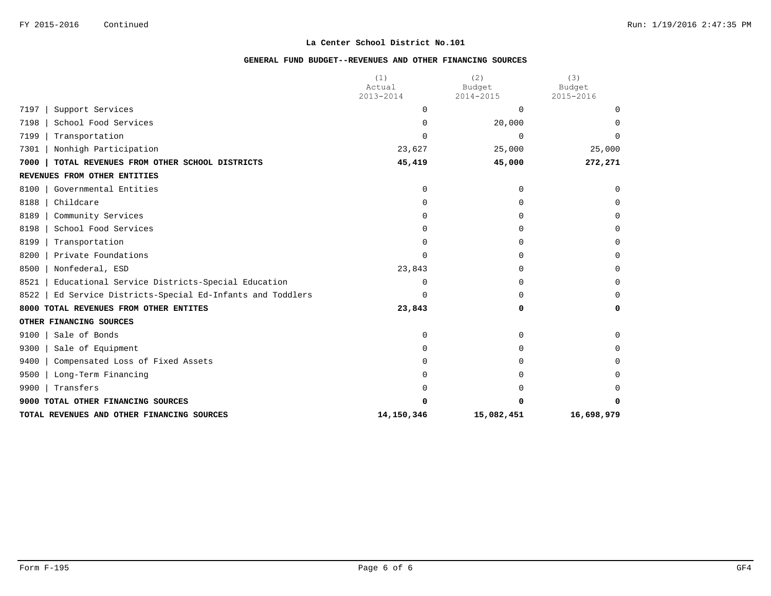FY 2015-2016 Continued

**La Center School District No.101**

**GENERAL FUND BUDGET--REVENUES AND OTHER FINANCING SOURCES**

| | (1) Actual 2013-2014 | (2) Budget 2014-2015 | (3) Budget 2015-2016 |
|---|---|---|---|
| 7197 \| Support Services | 0 | 0 | 0 |
| 7198 \| School Food Services | 0 | 20,000 | 0 |
| 7199 \| Transportation | 0 | 0 | 0 |
| 7301 \| Nonhigh Participation | 23,627 | 25,000 | 25,000 |
| **7000 \| TOTAL REVENUES FROM OTHER SCHOOL DISTRICTS** | **45,419** | **45,000** | **272,271** |
| **REVENUES FROM OTHER ENTITIES** | | | |
| 8100 \| Governmental Entities | 0 | 0 | 0 |
| 8188 \| Childcare | 0 | 0 | 0 |
| 8189 \| Community Services | 0 | 0 | 0 |
| 8198 \| School Food Services | 0 | 0 | 0 |
| 8199 \| Transportation | 0 | 0 | 0 |
| 8200 \| Private Foundations | 0 | 0 | 0 |
| 8500 \| Nonfederal, ESD | 23,843 | 0 | 0 |
| 8521 \| Educational Service Districts-Special Education | 0 | 0 | 0 |
| 8522 \| Ed Service Districts-Special Ed-Infants and Toddlers | 0 | 0 | 0 |
| **8000 TOTAL REVENUES FROM OTHER ENTITES** | **23,843** | **0** | **0** |
| **OTHER FINANCING SOURCES** | | | |
| 9100 \| Sale of Bonds | 0 | 0 | 0 |
| 9300 \| Sale of Equipment | 0 | 0 | 0 |
| 9400 \| Compensated Loss of Fixed Assets | 0 | 0 | 0 |
| 9500 \| Long-Term Financing | 0 | 0 | 0 |
| 9900 \| Transfers | 0 | 0 | 0 |
| **9000 TOTAL OTHER FINANCING SOURCES** | **0** | **0** | **0** |
| **TOTAL REVENUES AND OTHER FINANCING SOURCES** | **14,150,346** | **15,082,451** | **16,698,979** |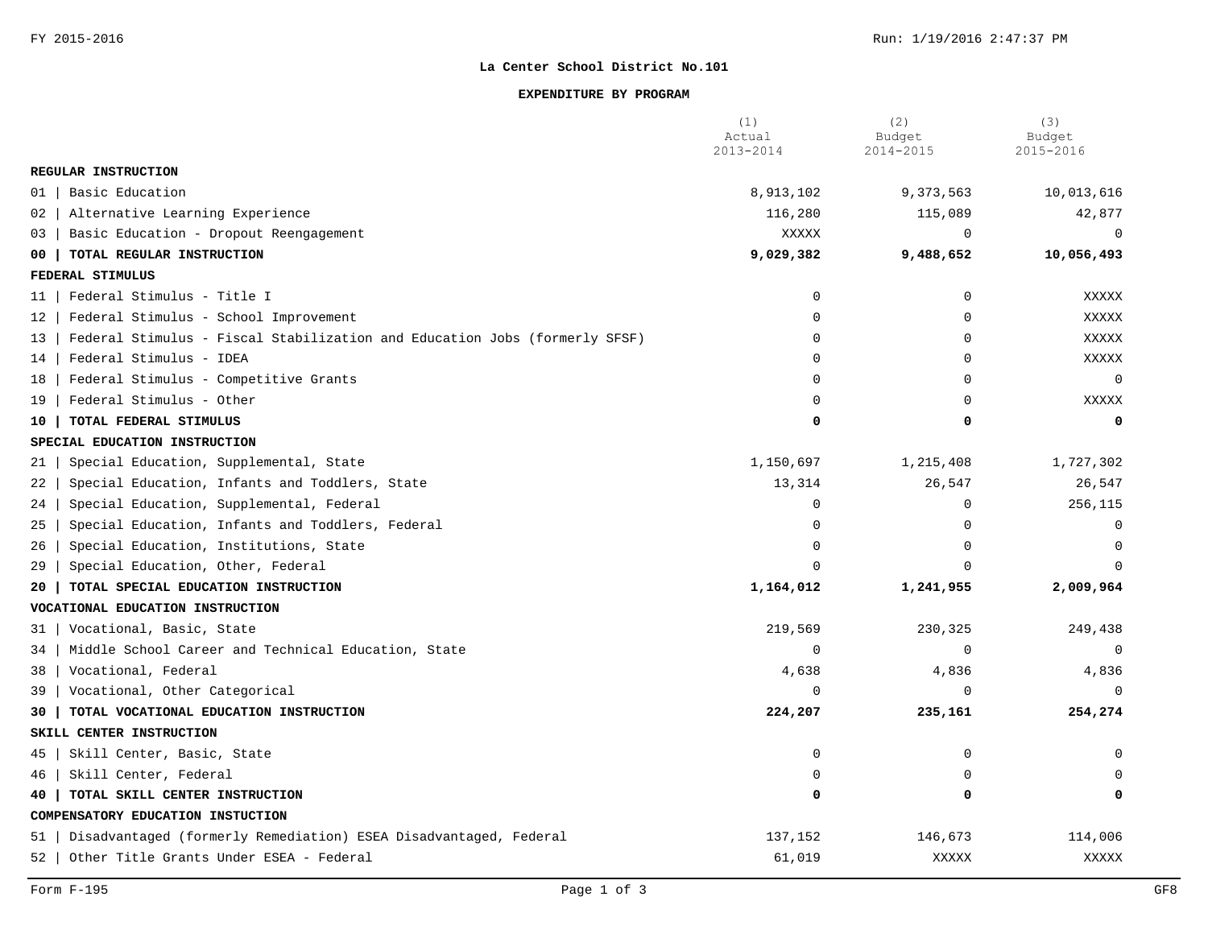## La Center School District No.101

### EXPENDITURE BY PROGRAM

| | (1) Actual 2013-2014 | (2) Budget 2014-2015 | (3) Budget 2015-2016 |
|---|---|---|---|
| **REGULAR INSTRUCTION** | | | |
| 01 \| Basic Education | 8,913,102 | 9,373,563 | 10,013,616 |
| 02 \| Alternative Learning Experience | 116,280 | 115,089 | 42,877 |
| 03 \| Basic Education - Dropout Reengagement | XXXXX | 0 | 0 |
| **00 \| TOTAL REGULAR INSTRUCTION** | **9,029,382** | **9,488,652** | **10,056,493** |
| **FEDERAL STIMULUS** | | | |
| 11 \| Federal Stimulus - Title I | 0 | 0 | XXXXX |
| 12 \| Federal Stimulus - School Improvement | 0 | 0 | XXXXX |
| 13 \| Federal Stimulus - Fiscal Stabilization and Education Jobs (formerly SFSF) | 0 | 0 | XXXXX |
| 14 \| Federal Stimulus - IDEA | 0 | 0 | XXXXX |
| 18 \| Federal Stimulus - Competitive Grants | 0 | 0 | 0 |
| 19 \| Federal Stimulus - Other | 0 | 0 | XXXXX |
| **10 \| TOTAL FEDERAL STIMULUS** | **0** | **0** | **0** |
| **SPECIAL EDUCATION INSTRUCTION** | | | |
| 21 \| Special Education, Supplemental, State | 1,150,697 | 1,215,408 | 1,727,302 |
| 22 \| Special Education, Infants and Toddlers, State | 13,314 | 26,547 | 26,547 |
| 24 \| Special Education, Supplemental, Federal | 0 | 0 | 256,115 |
| 25 \| Special Education, Infants and Toddlers, Federal | 0 | 0 | 0 |
| 26 \| Special Education, Institutions, State | 0 | 0 | 0 |
| 29 \| Special Education, Other, Federal | 0 | 0 | 0 |
| **20 \| TOTAL SPECIAL EDUCATION INSTRUCTION** | **1,164,012** | **1,241,955** | **2,009,964** |
| **VOCATIONAL EDUCATION INSTRUCTION** | | | |
| 31 \| Vocational, Basic, State | 219,569 | 230,325 | 249,438 |
| 34 \| Middle School Career and Technical Education, State | 0 | 0 | 0 |
| 38 \| Vocational, Federal | 4,638 | 4,836 | 4,836 |
| 39 \| Vocational, Other Categorical | 0 | 0 | 0 |
| **30 \| TOTAL VOCATIONAL EDUCATION INSTRUCTION** | **224,207** | **235,161** | **254,274** |
| **SKILL CENTER INSTRUCTION** | | | |
| 45 \| Skill Center, Basic, State | 0 | 0 | 0 |
| 46 \| Skill Center, Federal | 0 | 0 | 0 |
| **40 \| TOTAL SKILL CENTER INSTRUCTION** | **0** | **0** | **0** |
| **COMPENSATORY EDUCATION INSTUCTION** | | | |
| 51 \| Disadvantaged (formerly Remediation) ESEA Disadvantaged, Federal | 137,152 | 146,673 | 114,006 |
| 52 \| Other Title Grants Under ESEA - Federal | 61,019 | XXXXX | XXXXX |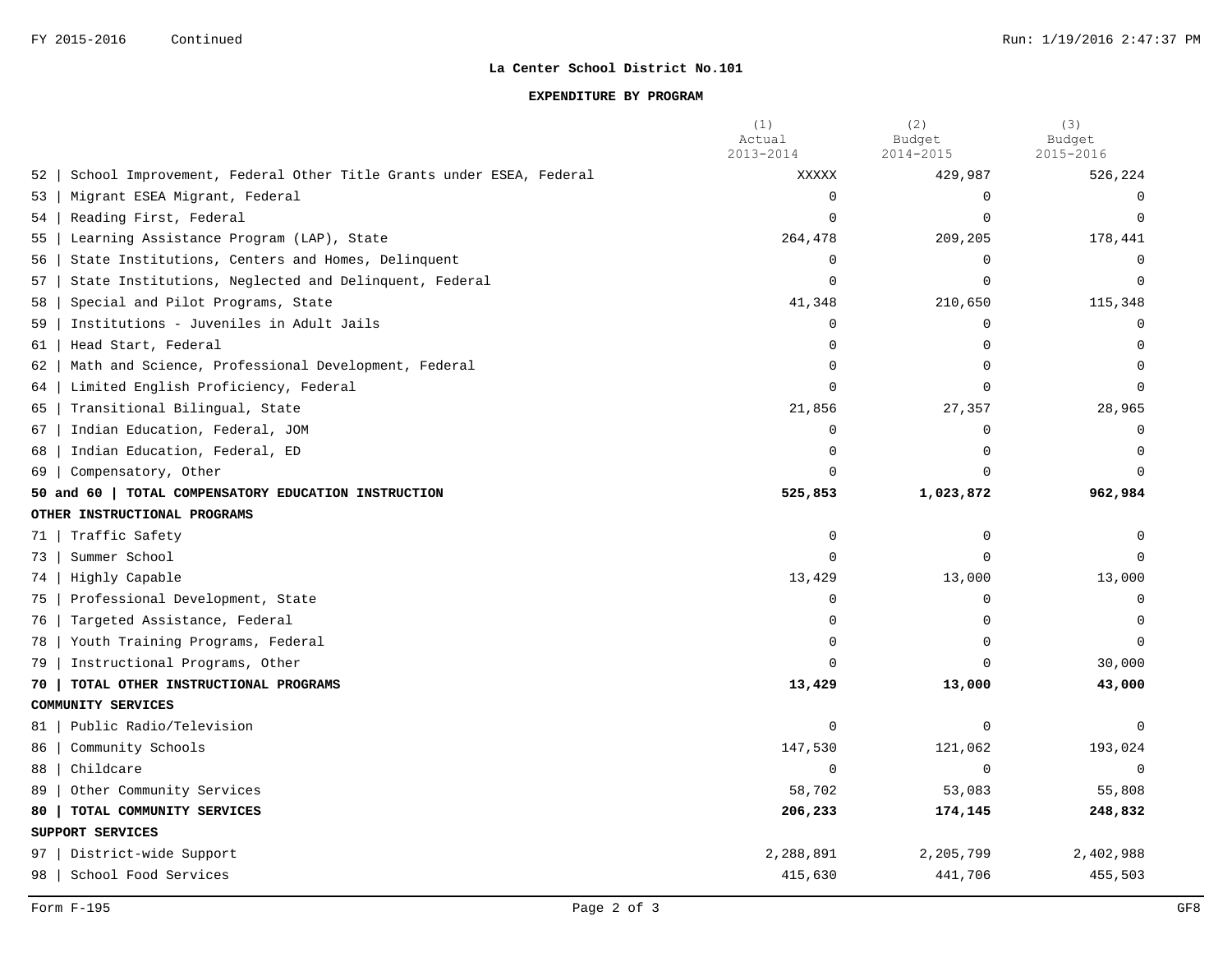**La Center School District No.101**

**EXPENDITURE BY PROGRAM**

| | (1) Actual 2013-2014 | (2) Budget 2014-2015 | (3) Budget 2015-2016 |
|---|---|---|---|
| 52 \| School Improvement, Federal Other Title Grants under ESEA, Federal | XXXXX | 429,987 | 526,224 |
| 53 \| Migrant ESEA Migrant, Federal | 0 | 0 | 0 |
| 54 \| Reading First, Federal | 0 | 0 | 0 |
| 55 \| Learning Assistance Program (LAP), State | 264,478 | 209,205 | 178,441 |
| 56 \| State Institutions, Centers and Homes, Delinquent | 0 | 0 | 0 |
| 57 \| State Institutions, Neglected and Delinquent, Federal | 0 | 0 | 0 |
| 58 \| Special and Pilot Programs, State | 41,348 | 210,650 | 115,348 |
| 59 \| Institutions - Juveniles in Adult Jails | 0 | 0 | 0 |
| 61 \| Head Start, Federal | 0 | 0 | 0 |
| 62 \| Math and Science, Professional Development, Federal | 0 | 0 | 0 |
| 64 \| Limited English Proficiency, Federal | 0 | 0 | 0 |
| 65 \| Transitional Bilingual, State | 21,856 | 27,357 | 28,965 |
| 67 \| Indian Education, Federal, JOM | 0 | 0 | 0 |
| 68 \| Indian Education, Federal, ED | 0 | 0 | 0 |
| 69 \| Compensatory, Other | 0 | 0 | 0 |
| **50 and 60 \| TOTAL COMPENSATORY EDUCATION INSTRUCTION** | **525,853** | **1,023,872** | **962,984** |
| **OTHER INSTRUCTIONAL PROGRAMS** | | | |
| 71 \| Traffic Safety | 0 | 0 | 0 |
| 73 \| Summer School | 0 | 0 | 0 |
| 74 \| Highly Capable | 13,429 | 13,000 | 13,000 |
| 75 \| Professional Development, State | 0 | 0 | 0 |
| 76 \| Targeted Assistance, Federal | 0 | 0 | 0 |
| 78 \| Youth Training Programs, Federal | 0 | 0 | 0 |
| 79 \| Instructional Programs, Other | 0 | 0 | 30,000 |
| **70 \| TOTAL OTHER INSTRUCTIONAL PROGRAMS** | **13,429** | **13,000** | **43,000** |
| **COMMUNITY SERVICES** | | | |
| 81 \| Public Radio/Television | 0 | 0 | 0 |
| 86 \| Community Schools | 147,530 | 121,062 | 193,024 |
| 88 \| Childcare | 0 | 0 | 0 |
| 89 \| Other Community Services | 58,702 | 53,083 | 55,808 |
| **80 \| TOTAL COMMUNITY SERVICES** | **206,233** | **174,145** | **248,832** |
| **SUPPORT SERVICES** | | | |
| 97 \| District-wide Support | 2,288,891 | 2,205,799 | 2,402,988 |
| 98 \| School Food Services | 415,630 | 441,706 | 455,503 |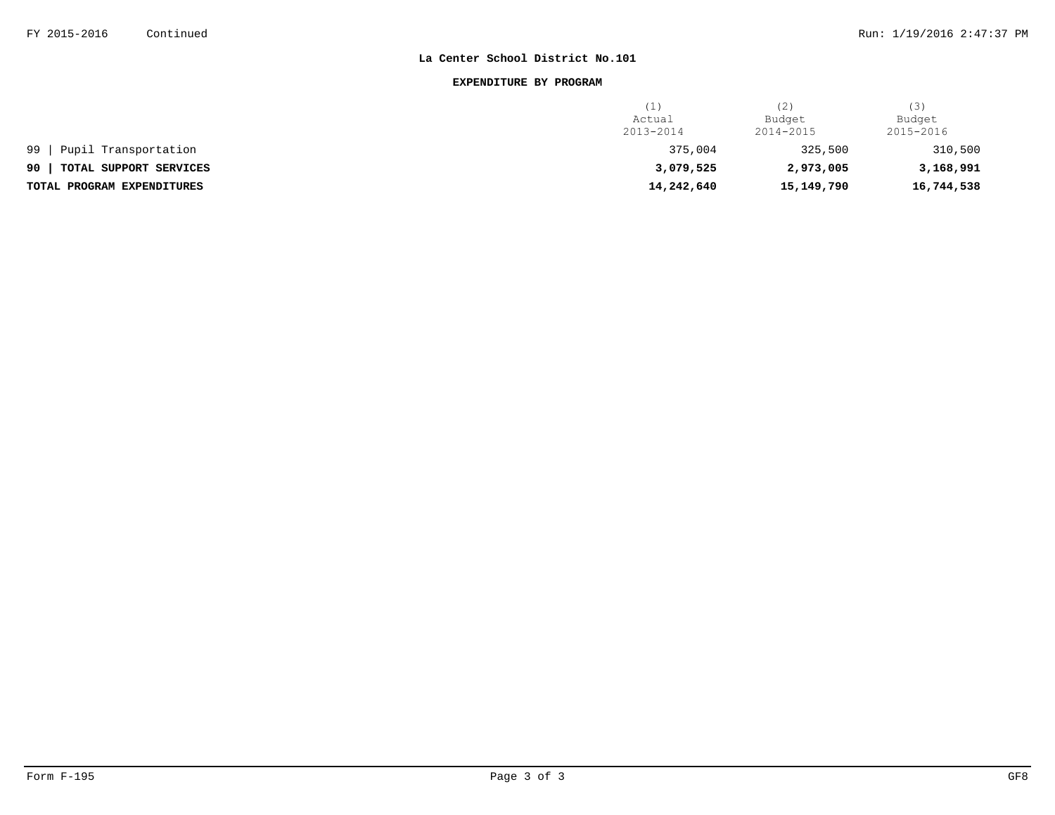**La Center School District No.101**

**EXPENDITURE BY PROGRAM**

| | (1) Actual 2013-2014 | (2) Budget 2014-2015 | (3) Budget 2015-2016 |
|---|---|---|---|
| 99 \| Pupil Transportation | 375,004 | 325,500 | 310,500 |
| **90 \| TOTAL SUPPORT SERVICES** | **3,079,525** | **2,973,005** | **3,168,991** |
| **TOTAL PROGRAM EXPENDITURES** | **14,242,640** | **15,149,790** | **16,744,538** |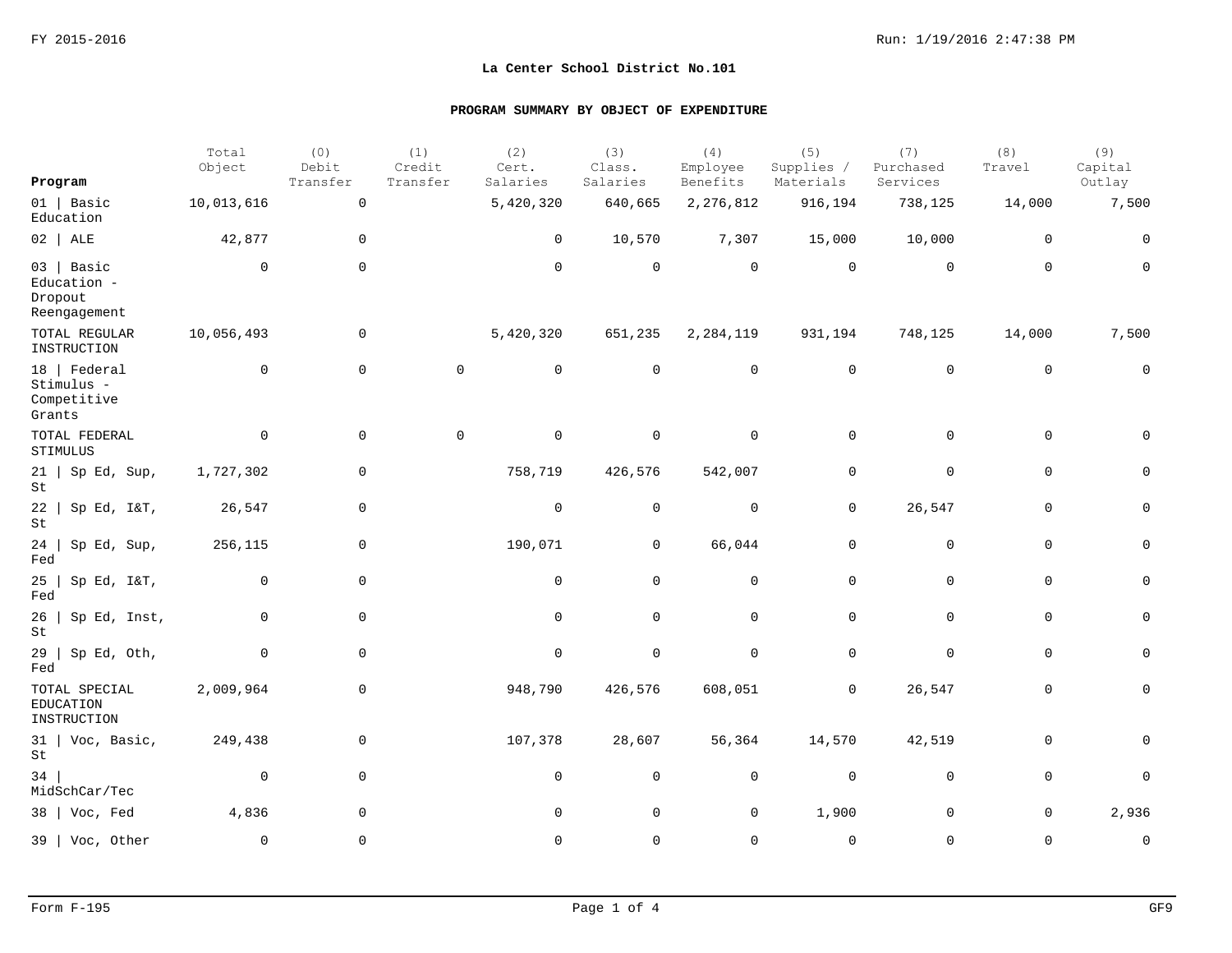FY 2015-2016

Run: 1/19/2016 2:47:38 PM

**La Center School District No.101**

**PROGRAM SUMMARY BY OBJECT OF EXPENDITURE**

| Program | Total Object | (0) Debit Transfer | (1) Credit Transfer | (2) Cert. Salaries | (3) Class. Salaries | (4) Employee Benefits | (5) Supplies / Materials | (7) Purchased Services | (8) Travel | (9) Capital Outlay |
|---|---|---|---|---|---|---|---|---|---|---|
| 01 \| Basic Education | 10,013,616 | 0 | | 5,420,320 | 640,665 | 2,276,812 | 916,194 | 738,125 | 14,000 | 7,500 |
| 02 \| ALE | 42,877 | 0 | | 0 | 10,570 | 7,307 | 15,000 | 10,000 | 0 | 0 |
| 03 \| Basic Education - Dropout Reengagement | 0 | 0 | | 0 | 0 | 0 | 0 | 0 | 0 | 0 |
| TOTAL REGULAR INSTRUCTION | 10,056,493 | 0 | | 5,420,320 | 651,235 | 2,284,119 | 931,194 | 748,125 | 14,000 | 7,500 |
| 18 \| Federal Stimulus - Competitive Grants | 0 | 0 | 0 | 0 | 0 | 0 | 0 | 0 | 0 | 0 |
| TOTAL FEDERAL STIMULUS | 0 | 0 | 0 | 0 | 0 | 0 | 0 | 0 | 0 | 0 |
| 21 \| Sp Ed, Sup, St | 1,727,302 | 0 | | 758,719 | 426,576 | 542,007 | 0 | 0 | 0 | 0 |
| 22 \| Sp Ed, I&T, St | 26,547 | 0 | | 0 | 0 | 0 | 0 | 26,547 | 0 | 0 |
| 24 \| Sp Ed, Sup, Fed | 256,115 | 0 | | 190,071 | 0 | 66,044 | 0 | 0 | 0 | 0 |
| 25 \| Sp Ed, I&T, Fed | 0 | 0 | | 0 | 0 | 0 | 0 | 0 | 0 | 0 |
| 26 \| Sp Ed, Inst, St | 0 | 0 | | 0 | 0 | 0 | 0 | 0 | 0 | 0 |
| 29 \| Sp Ed, Oth, Fed | 0 | 0 | | 0 | 0 | 0 | 0 | 0 | 0 | 0 |
| TOTAL SPECIAL EDUCATION INSTRUCTION | 2,009,964 | 0 | | 948,790 | 426,576 | 608,051 | 0 | 26,547 | 0 | 0 |
| 31 \| Voc, Basic, St | 249,438 | 0 | | 107,378 | 28,607 | 56,364 | 14,570 | 42,519 | 0 | 0 |
| 34 \| MidSchCar/Tec | 0 | 0 | | 0 | 0 | 0 | 0 | 0 | 0 | 0 |
| 38 \| Voc, Fed | 4,836 | 0 | | 0 | 0 | 0 | 1,900 | 0 | 0 | 2,936 |
| 39 \| Voc, Other | 0 | 0 | | 0 | 0 | 0 | 0 | 0 | 0 | 0 |

Form F-195 GF9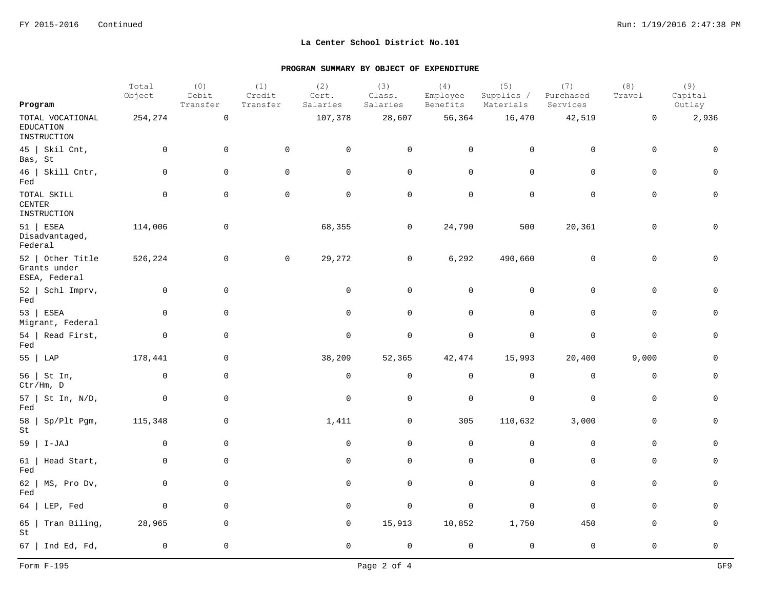## La Center School District No.101

### PROGRAM SUMMARY BY OBJECT OF EXPENDITURE

| Program | Total Object | (0) Debit Transfer | (1) Credit Transfer | (2) Cert. Salaries | (3) Class. Salaries | (4) Employee Benefits | (5) Supplies / Materials | (7) Purchased Services | (8) Travel | (9) Capital Outlay |
|---|---|---|---|---|---|---|---|---|---|---|
| TOTAL VOCATIONAL EDUCATION INSTRUCTION | 254,274 | 0 | | 107,378 | 28,607 | 56,364 | 16,470 | 42,519 | 0 | 2,936 |
| 45 \| Skil Cnt, Bas, St | 0 | 0 | 0 | 0 | 0 | 0 | 0 | 0 | 0 | 0 |
| 46 \| Skill Cntr, Fed | 0 | 0 | 0 | 0 | 0 | 0 | 0 | 0 | 0 | 0 |
| TOTAL SKILL CENTER INSTRUCTION | 0 | 0 | 0 | 0 | 0 | 0 | 0 | 0 | 0 | 0 |
| 51 \| ESEA Disadvantaged, Federal | 114,006 | 0 | | 68,355 | 0 | 24,790 | 500 | 20,361 | 0 | 0 |
| 52 \| Other Title Grants under ESEA, Federal | 526,224 | 0 | 0 | 29,272 | 0 | 6,292 | 490,660 | 0 | 0 | 0 |
| 52 \| Schl Imprv, Fed | 0 | 0 | | 0 | 0 | 0 | 0 | 0 | 0 | 0 |
| 53 \| ESEA Migrant, Federal | 0 | 0 | | 0 | 0 | 0 | 0 | 0 | 0 | 0 |
| 54 \| Read First, Fed | 0 | 0 | | 0 | 0 | 0 | 0 | 0 | 0 | 0 |
| 55 \| LAP | 178,441 | 0 | | 38,209 | 52,365 | 42,474 | 15,993 | 20,400 | 9,000 | 0 |
| 56 \| St In, Ctr/Hm, D | 0 | 0 | | 0 | 0 | 0 | 0 | 0 | 0 | 0 |
| 57 \| St In, N/D, Fed | 0 | 0 | | 0 | 0 | 0 | 0 | 0 | 0 | 0 |
| 58 \| Sp/Plt Pgm, St | 115,348 | 0 | | 1,411 | 0 | 305 | 110,632 | 3,000 | 0 | 0 |
| 59 \| I-JAJ | 0 | 0 | | 0 | 0 | 0 | 0 | 0 | 0 | 0 |
| 61 \| Head Start, Fed | 0 | 0 | | 0 | 0 | 0 | 0 | 0 | 0 | 0 |
| 62 \| MS, Pro Dv, Fed | 0 | 0 | | 0 | 0 | 0 | 0 | 0 | 0 | 0 |
| 64 \| LEP, Fed | 0 | 0 | | 0 | 0 | 0 | 0 | 0 | 0 | 0 |
| 65 \| Tran Biling, St | 28,965 | 0 | | 0 | 15,913 | 10,852 | 1,750 | 450 | 0 | 0 |
| 67 \| Ind Ed, Fd, | 0 | 0 | | 0 | 0 | 0 | 0 | 0 | 0 | 0 |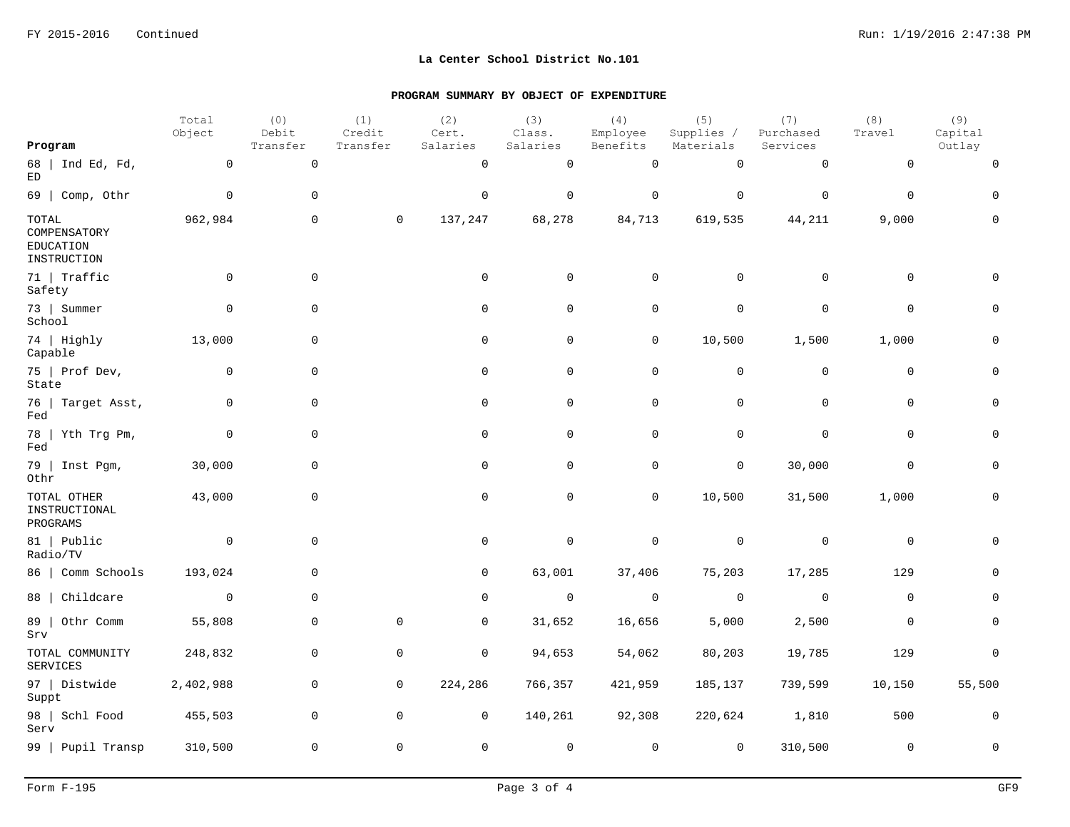**La Center School District No.101**

**PROGRAM SUMMARY BY OBJECT OF EXPENDITURE**

| Program | Total Object | (0) Debit Transfer | (1) Credit Transfer | (2) Cert. Salaries | (3) Class. Salaries | (4) Employee Benefits | (5) Supplies / Materials | (7) Purchased Services | (8) Travel | (9) Capital Outlay |
|---|---|---|---|---|---|---|---|---|---|---|
| 68 \| Ind Ed, Fd, ED | 0 | 0 | | 0 | 0 | 0 | 0 | 0 | 0 | 0 |
| 69 \| Comp, Othr | 0 | 0 | | 0 | 0 | 0 | 0 | 0 | 0 | 0 |
| TOTAL COMPENSATORY EDUCATION INSTRUCTION | 962,984 | 0 | 0 | 137,247 | 68,278 | 84,713 | 619,535 | 44,211 | 9,000 | 0 |
| 71 \| Traffic Safety | 0 | 0 | | 0 | 0 | 0 | 0 | 0 | 0 | 0 |
| 73 \| Summer School | 0 | 0 | | 0 | 0 | 0 | 0 | 0 | 0 | 0 |
| 74 \| Highly Capable | 13,000 | 0 | | 0 | 0 | 0 | 10,500 | 1,500 | 1,000 | 0 |
| 75 \| Prof Dev, State | 0 | 0 | | 0 | 0 | 0 | 0 | 0 | 0 | 0 |
| 76 \| Target Asst, Fed | 0 | 0 | | 0 | 0 | 0 | 0 | 0 | 0 | 0 |
| 78 \| Yth Trg Pm, Fed | 0 | 0 | | 0 | 0 | 0 | 0 | 0 | 0 | 0 |
| 79 \| Inst Pgm, Othr | 30,000 | 0 | | 0 | 0 | 0 | 0 | 30,000 | 0 | 0 |
| TOTAL OTHER INSTRUCTIONAL PROGRAMS | 43,000 | 0 | | 0 | 0 | 0 | 10,500 | 31,500 | 1,000 | 0 |
| 81 \| Public Radio/TV | 0 | 0 | | 0 | 0 | 0 | 0 | 0 | 0 | 0 |
| 86 \| Comm Schools | 193,024 | 0 | | 0 | 63,001 | 37,406 | 75,203 | 17,285 | 129 | 0 |
| 88 \| Childcare | 0 | 0 | | 0 | 0 | 0 | 0 | 0 | 0 | 0 |
| 89 \| Othr Comm Srv | 55,808 | 0 | 0 | 0 | 31,652 | 16,656 | 5,000 | 2,500 | 0 | 0 |
| TOTAL COMMUNITY SERVICES | 248,832 | 0 | 0 | 0 | 94,653 | 54,062 | 80,203 | 19,785 | 129 | 0 |
| 97 \| Distwide Suppt | 2,402,988 | 0 | 0 | 224,286 | 766,357 | 421,959 | 185,137 | 739,599 | 10,150 | 55,500 |
| 98 \| Schl Food Serv | 455,503 | 0 | 0 | 0 | 140,261 | 92,308 | 220,624 | 1,810 | 500 | 0 |
| 99 \| Pupil Transp | 310,500 | 0 | 0 | 0 | 0 | 0 | 0 | 310,500 | 0 | 0 |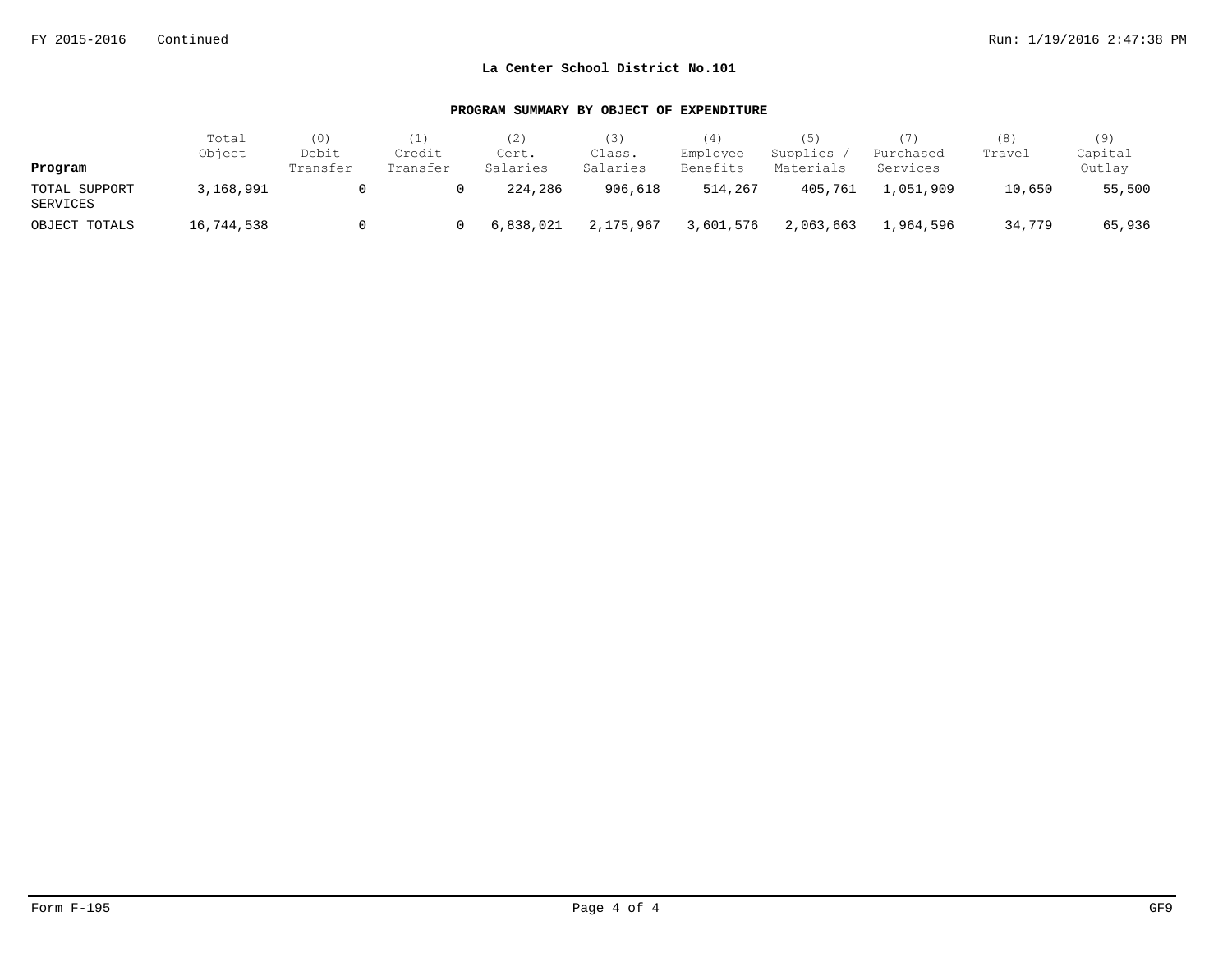**La Center School District No.101**

**PROGRAM SUMMARY BY OBJECT OF EXPENDITURE**

| Program | Total Object | (0) Debit Transfer | (1) Credit Transfer | (2) Cert. Salaries | (3) Class. Salaries | (4) Employee Benefits | (5) Supplies / Materials | (7) Purchased Services | (8) Travel | (9) Capital Outlay |
|---|---|---|---|---|---|---|---|---|---|---|
| TOTAL SUPPORT SERVICES | 3,168,991 | 0 | 0 | 224,286 | 906,618 | 514,267 | 405,761 | 1,051,909 | 10,650 | 55,500 |
| OBJECT TOTALS | 16,744,538 | 0 | 0 | 6,838,021 | 2,175,967 | 3,601,576 | 2,063,663 | 1,964,596 | 34,779 | 65,936 |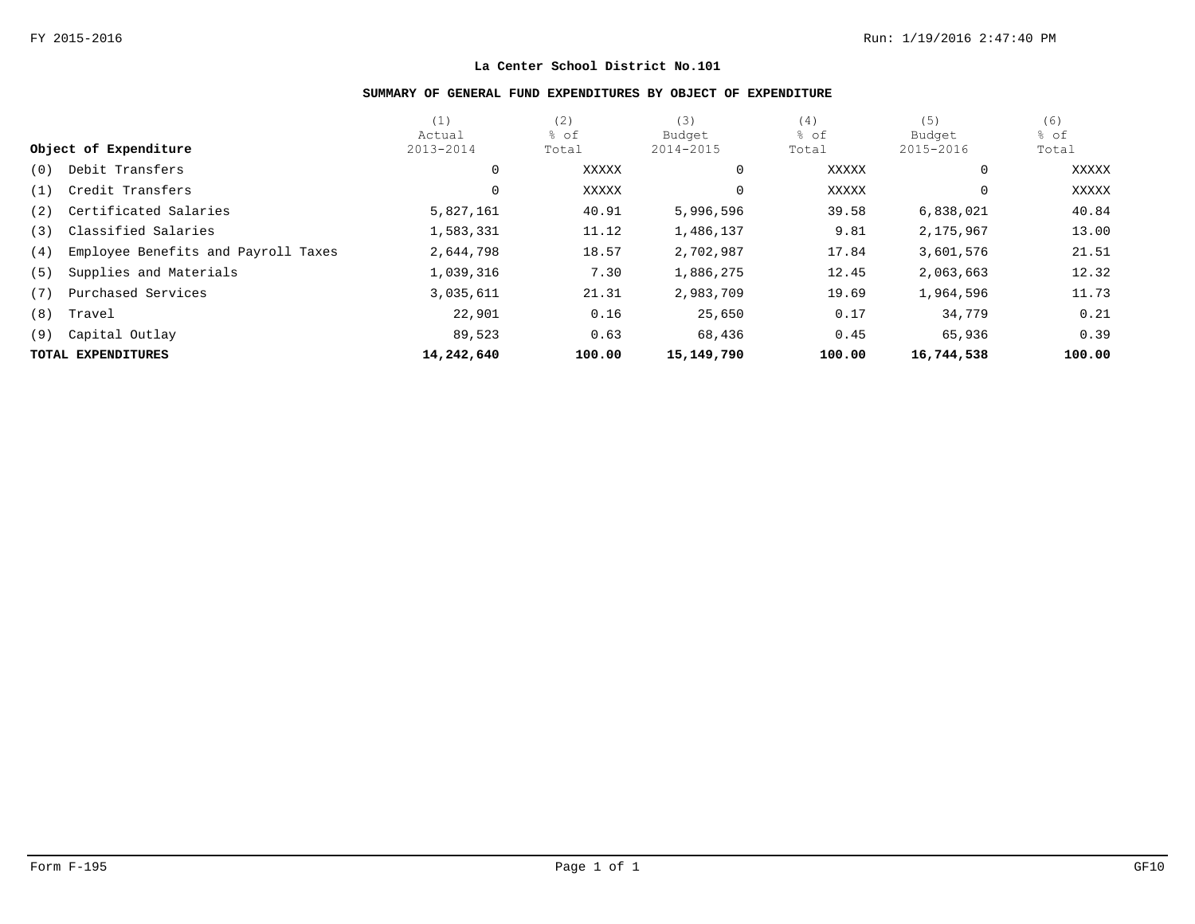# La Center School District No.101

## SUMMARY OF GENERAL FUND EXPENDITURES BY OBJECT OF EXPENDITURE

| Object of Expenditure | (1) Actual 2013-2014 | (2) % of Total | (3) Budget 2014-2015 | (4) % of Total | (5) Budget 2015-2016 | (6) % of Total |
|---|---|---|---|---|---|---|
| (0) Debit Transfers | 0 | XXXXX | 0 | XXXXX | 0 | XXXXX |
| (1) Credit Transfers | 0 | XXXXX | 0 | XXXXX | 0 | XXXXX |
| (2) Certificated Salaries | 5,827,161 | 40.91 | 5,996,596 | 39.58 | 6,838,021 | 40.84 |
| (3) Classified Salaries | 1,583,331 | 11.12 | 1,486,137 | 9.81 | 2,175,967 | 13.00 |
| (4) Employee Benefits and Payroll Taxes | 2,644,798 | 18.57 | 2,702,987 | 17.84 | 3,601,576 | 21.51 |
| (5) Supplies and Materials | 1,039,316 | 7.30 | 1,886,275 | 12.45 | 2,063,663 | 12.32 |
| (7) Purchased Services | 3,035,611 | 21.31 | 2,983,709 | 19.69 | 1,964,596 | 11.73 |
| (8) Travel | 22,901 | 0.16 | 25,650 | 0.17 | 34,779 | 0.21 |
| (9) Capital Outlay | 89,523 | 0.63 | 68,436 | 0.45 | 65,936 | 0.39 |
| **TOTAL EXPENDITURES** | **14,242,640** | **100.00** | **15,149,790** | **100.00** | **16,744,538** | **100.00** |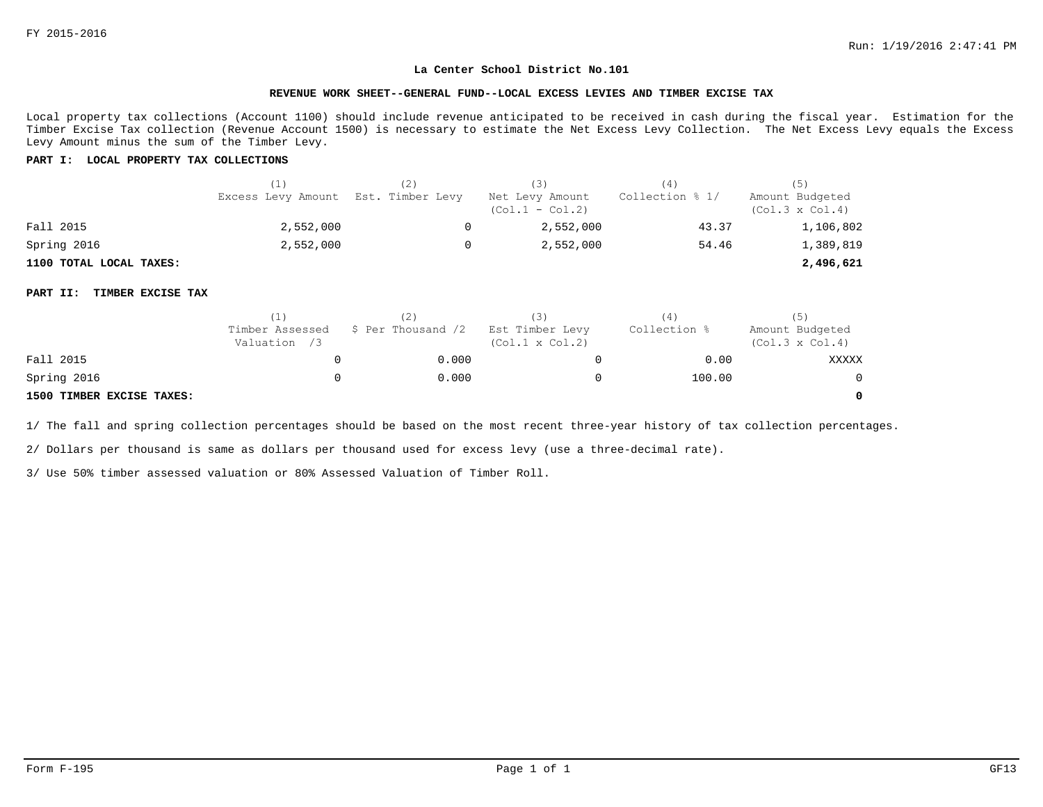FY 2015-2016

Run: 1/19/2016 2:47:41 PM

**La Center School District No.101**

**REVENUE WORK SHEET--GENERAL FUND--LOCAL EXCESS LEVIES AND TIMBER EXCISE TAX**

Local property tax collections (Account 1100) should include revenue anticipated to be received in cash during the fiscal year. Estimation for the Timber Excise Tax collection (Revenue Account 1500) is necessary to estimate the Net Excess Levy Collection. The Net Excess Levy equals the Excess Levy Amount minus the sum of the Timber Levy.

**PART I: LOCAL PROPERTY TAX COLLECTIONS**

| | (1) Excess Levy Amount | (2) Est. Timber Levy | (3) Net Levy Amount (Col.1 - Col.2) | (4) Collection % 1/ | (5) Amount Budgeted (Col.3 x Col.4) |
|---|---|---|---|---|---|
| Fall 2015 | 2,552,000 | 0 | 2,552,000 | 43.37 | 1,106,802 |
| Spring 2016 | 2,552,000 | 0 | 2,552,000 | 54.46 | 1,389,819 |
| **1100 TOTAL LOCAL TAXES:** | | | | | **2,496,621** |

**PART II: TIMBER EXCISE TAX**

| | (1) Timber Assessed Valuation /3 | (2) $ Per Thousand /2 | (3) Est Timber Levy (Col.1 x Col.2) | (4) Collection % | (5) Amount Budgeted (Col.3 x Col.4) |
|---|---|---|---|---|---|
| Fall 2015 | 0 | 0.000 | 0 | 0.00 | XXXXX |
| Spring 2016 | 0 | 0.000 | 0 | 100.00 | 0 |
| **1500 TIMBER EXCISE TAXES:** | | | | | **0** |

1/ The fall and spring collection percentages should be based on the most recent three-year history of tax collection percentages.

2/ Dollars per thousand is same as dollars per thousand used for excess levy (use a three-decimal rate).

3/ Use 50% timber assessed valuation or 80% Assessed Valuation of Timber Roll.

Form F-195 GF13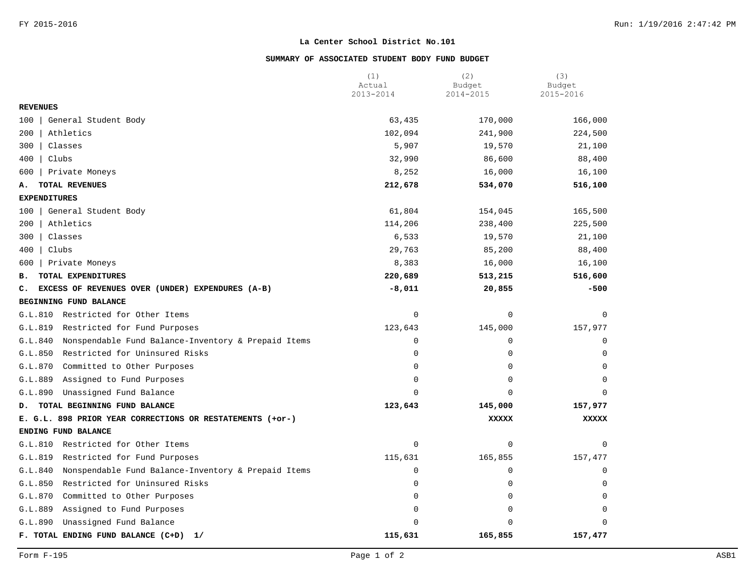## La Center School District No.101

### SUMMARY OF ASSOCIATED STUDENT BODY FUND BUDGET

| | (1) Actual 2013-2014 | (2) Budget 2014-2015 | (3) Budget 2015-2016 |
|---|---|---|---|
| **REVENUES** | | | |
| 100 \| General Student Body | 63,435 | 170,000 | 166,000 |
| 200 \| Athletics | 102,094 | 241,900 | 224,500 |
| 300 \| Classes | 5,907 | 19,570 | 21,100 |
| 400 \| Clubs | 32,990 | 86,600 | 88,400 |
| 600 \| Private Moneys | 8,252 | 16,000 | 16,100 |
| **A. TOTAL REVENUES** | **212,678** | **534,070** | **516,100** |
| **EXPENDITURES** | | | |
| 100 \| General Student Body | 61,804 | 154,045 | 165,500 |
| 200 \| Athletics | 114,206 | 238,400 | 225,500 |
| 300 \| Classes | 6,533 | 19,570 | 21,100 |
| 400 \| Clubs | 29,763 | 85,200 | 88,400 |
| 600 \| Private Moneys | 8,383 | 16,000 | 16,100 |
| **B. TOTAL EXPENDITURES** | **220,689** | **513,215** | **516,600** |
| **C. EXCESS OF REVENUES OVER (UNDER) EXPENDURES (A-B)** | **-8,011** | **20,855** | **-500** |
| **BEGINNING FUND BALANCE** | | | |
| G.L.810 Restricted for Other Items | 0 | 0 | 0 |
| G.L.819 Restricted for Fund Purposes | 123,643 | 145,000 | 157,977 |
| G.L.840 Nonspendable Fund Balance-Inventory & Prepaid Items | 0 | 0 | 0 |
| G.L.850 Restricted for Uninsured Risks | 0 | 0 | 0 |
| G.L.870 Committed to Other Purposes | 0 | 0 | 0 |
| G.L.889 Assigned to Fund Purposes | 0 | 0 | 0 |
| G.L.890 Unassigned Fund Balance | 0 | 0 | 0 |
| **D. TOTAL BEGINNING FUND BALANCE** | **123,643** | **145,000** | **157,977** |
| **E. G.L. 898 PRIOR YEAR CORRECTIONS OR RESTATEMENTS (+or-)** | | **XXXXX** | **XXXXX** |
| **ENDING FUND BALANCE** | | | |
| G.L.810 Restricted for Other Items | 0 | 0 | 0 |
| G.L.819 Restricted for Fund Purposes | 115,631 | 165,855 | 157,477 |
| G.L.840 Nonspendable Fund Balance-Inventory & Prepaid Items | 0 | 0 | 0 |
| G.L.850 Restricted for Uninsured Risks | 0 | 0 | 0 |
| G.L.870 Committed to Other Purposes | 0 | 0 | 0 |
| G.L.889 Assigned to Fund Purposes | 0 | 0 | 0 |
| G.L.890 Unassigned Fund Balance | 0 | 0 | 0 |
| **F. TOTAL ENDING FUND BALANCE (C+D) 1/** | **115,631** | **165,855** | **157,477** |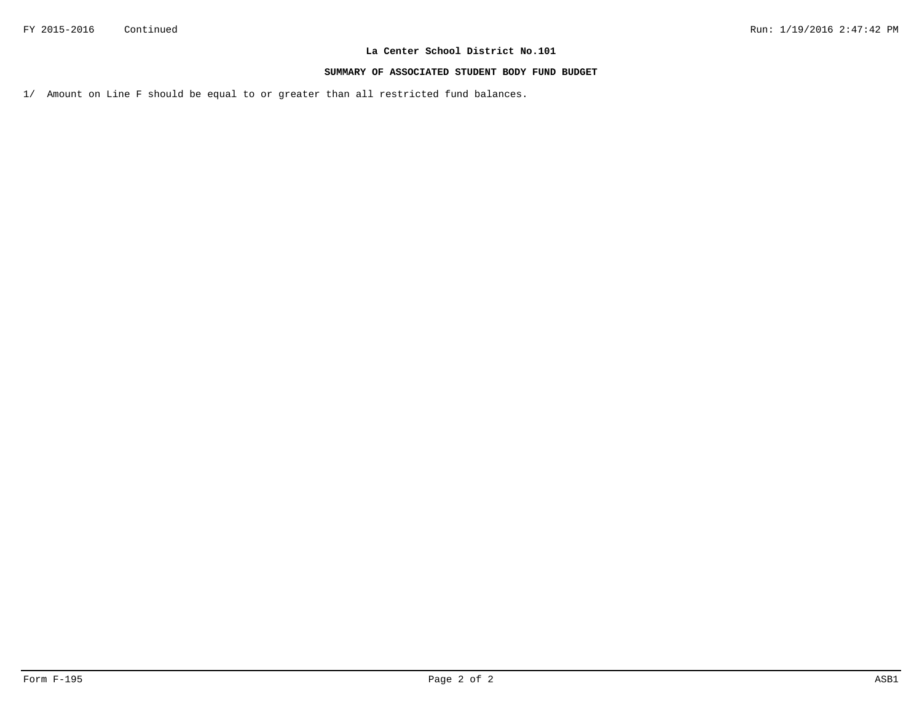**La Center School District No.101**

**SUMMARY OF ASSOCIATED STUDENT BODY FUND BUDGET**

1/ Amount on Line F should be equal to or greater than all restricted fund balances.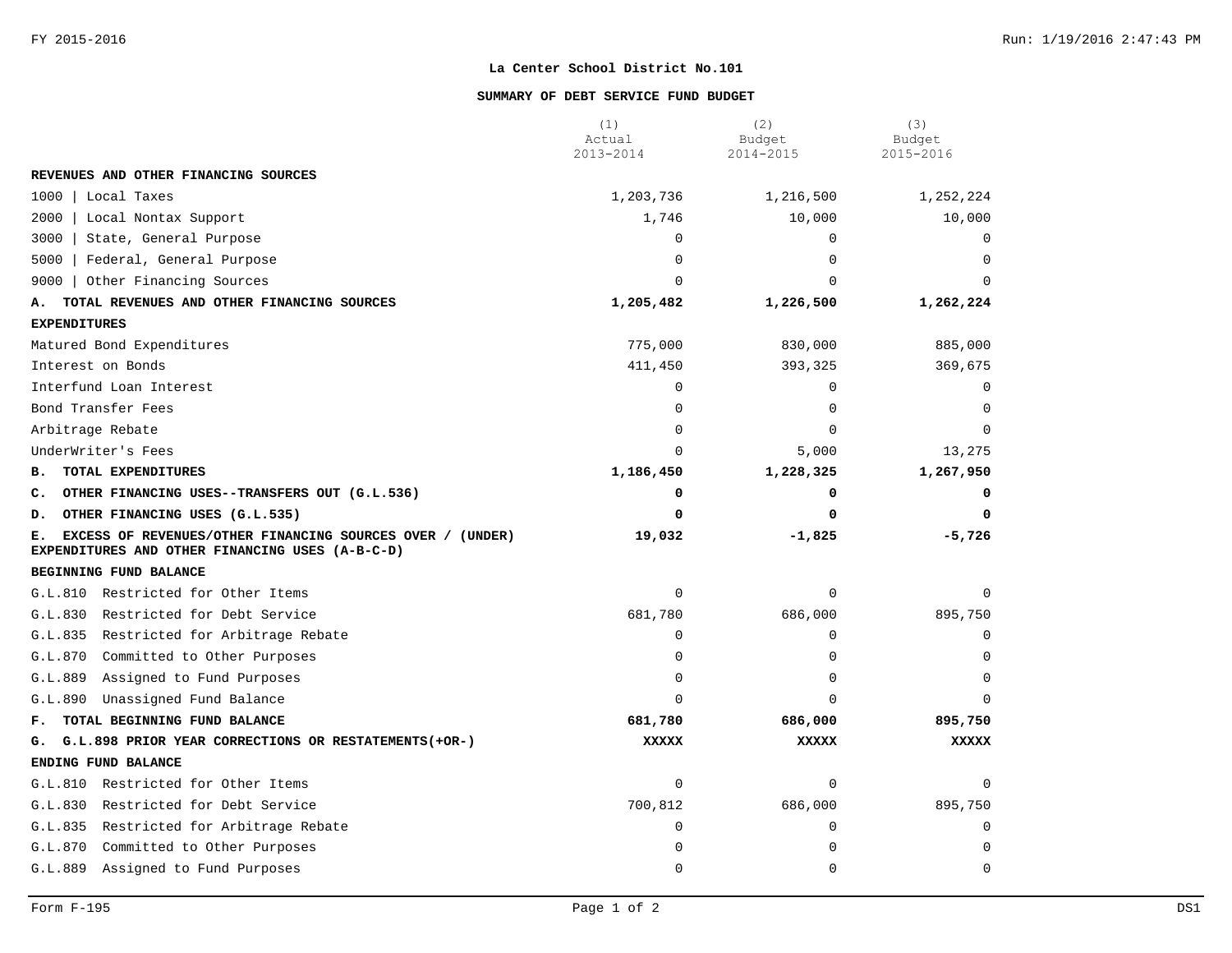# La Center School District No.101

## SUMMARY OF DEBT SERVICE FUND BUDGET

| | (1) Actual 2013-2014 | (2) Budget 2014-2015 | (3) Budget 2015-2016 |
|---|---|---|---|
| **REVENUES AND OTHER FINANCING SOURCES** | | | |
| 1000 \| Local Taxes | 1,203,736 | 1,216,500 | 1,252,224 |
| 2000 \| Local Nontax Support | 1,746 | 10,000 | 10,000 |
| 3000 \| State, General Purpose | 0 | 0 | 0 |
| 5000 \| Federal, General Purpose | 0 | 0 | 0 |
| 9000 \| Other Financing Sources | 0 | 0 | 0 |
| **A. TOTAL REVENUES AND OTHER FINANCING SOURCES** | **1,205,482** | **1,226,500** | **1,262,224** |
| **EXPENDITURES** | | | |
| Matured Bond Expenditures | 775,000 | 830,000 | 885,000 |
| Interest on Bonds | 411,450 | 393,325 | 369,675 |
| Interfund Loan Interest | 0 | 0 | 0 |
| Bond Transfer Fees | 0 | 0 | 0 |
| Arbitrage Rebate | 0 | 0 | 0 |
| UnderWriter's Fees | 0 | 5,000 | 13,275 |
| **B. TOTAL EXPENDITURES** | **1,186,450** | **1,228,325** | **1,267,950** |
| **C. OTHER FINANCING USES--TRANSFERS OUT (G.L.536)** | **0** | **0** | **0** |
| **D. OTHER FINANCING USES (G.L.535)** | **0** | **0** | **0** |
| **E. EXCESS OF REVENUES/OTHER FINANCING SOURCES OVER / (UNDER) EXPENDITURES AND OTHER FINANCING USES (A-B-C-D)** | **19,032** | **-1,825** | **-5,726** |
| **BEGINNING FUND BALANCE** | | | |
| G.L.810 Restricted for Other Items | 0 | 0 | 0 |
| G.L.830 Restricted for Debt Service | 681,780 | 686,000 | 895,750 |
| G.L.835 Restricted for Arbitrage Rebate | 0 | 0 | 0 |
| G.L.870 Committed to Other Purposes | 0 | 0 | 0 |
| G.L.889 Assigned to Fund Purposes | 0 | 0 | 0 |
| G.L.890 Unassigned Fund Balance | 0 | 0 | 0 |
| **F. TOTAL BEGINNING FUND BALANCE** | **681,780** | **686,000** | **895,750** |
| **G. G.L.898 PRIOR YEAR CORRECTIONS OR RESTATEMENTS(+OR-)** | **XXXXX** | **XXXXX** | **XXXXX** |
| **ENDING FUND BALANCE** | | | |
| G.L.810 Restricted for Other Items | 0 | 0 | 0 |
| G.L.830 Restricted for Debt Service | 700,812 | 686,000 | 895,750 |
| G.L.835 Restricted for Arbitrage Rebate | 0 | 0 | 0 |
| G.L.870 Committed to Other Purposes | 0 | 0 | 0 |
| G.L.889 Assigned to Fund Purposes | 0 | 0 | 0 |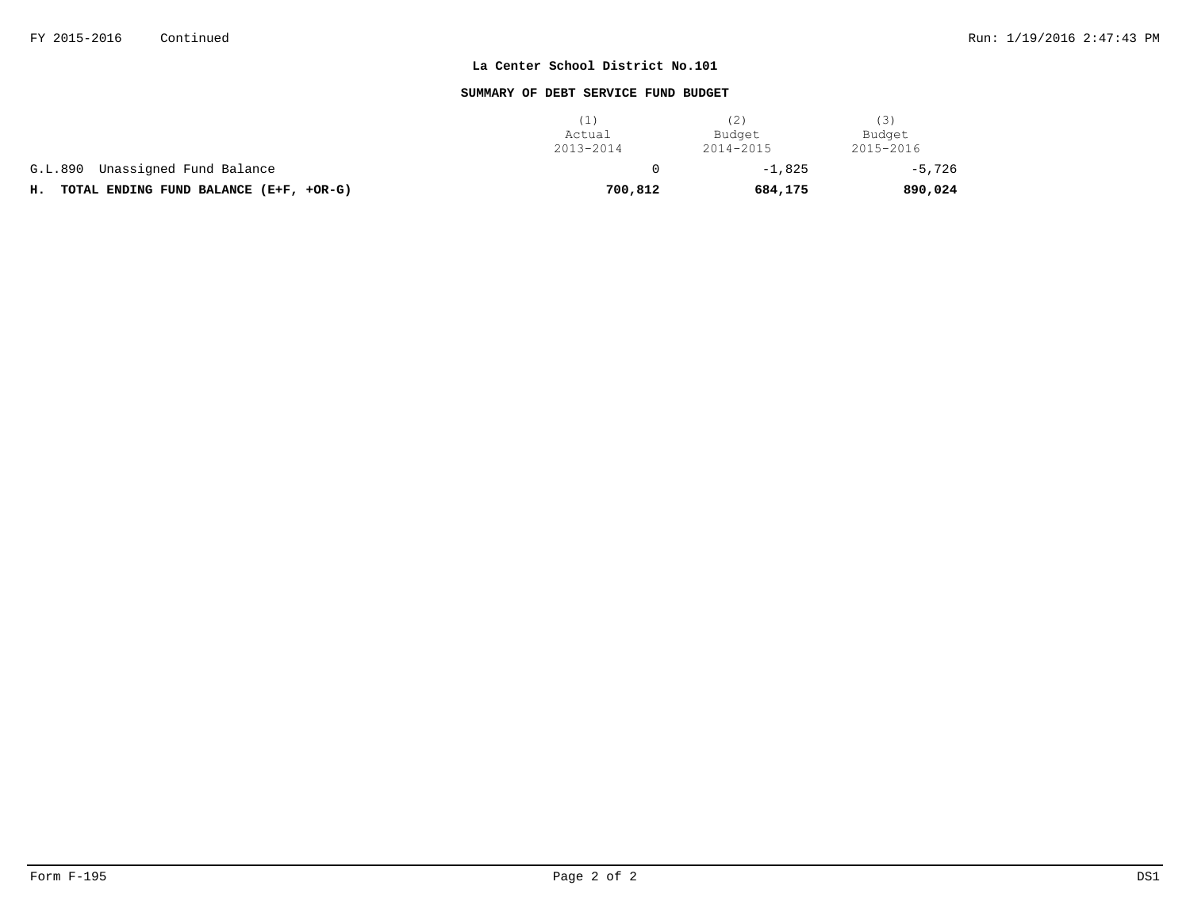**La Center School District No.101**

**SUMMARY OF DEBT SERVICE FUND BUDGET**

| | (1) Actual 2013-2014 | (2) Budget 2014-2015 | (3) Budget 2015-2016 |
|---|---|---|---|
| G.L.890 Unassigned Fund Balance | 0 | -1,825 | -5,726 |
| **H. TOTAL ENDING FUND BALANCE (E+F, +OR-G)** | **700,812** | **684,175** | **890,024** |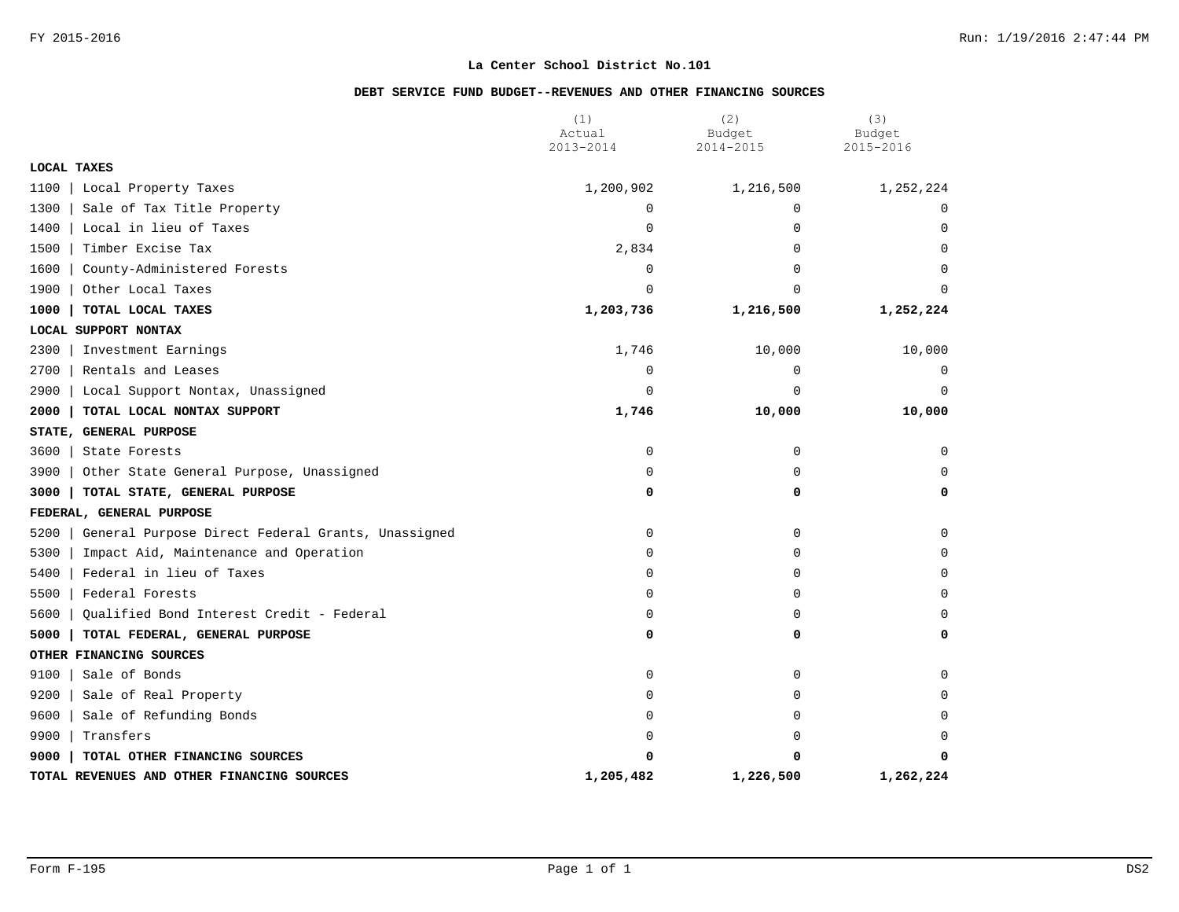## La Center School District No.101

### DEBT SERVICE FUND BUDGET--REVENUES AND OTHER FINANCING SOURCES

| | (1) Actual 2013-2014 | (2) Budget 2014-2015 | (3) Budget 2015-2016 |
|---|---|---|---|
| **LOCAL TAXES** | | | |
| 1100 \| Local Property Taxes | 1,200,902 | 1,216,500 | 1,252,224 |
| 1300 \| Sale of Tax Title Property | 0 | 0 | 0 |
| 1400 \| Local in lieu of Taxes | 0 | 0 | 0 |
| 1500 \| Timber Excise Tax | 2,834 | 0 | 0 |
| 1600 \| County-Administered Forests | 0 | 0 | 0 |
| 1900 \| Other Local Taxes | 0 | 0 | 0 |
| **1000 \| TOTAL LOCAL TAXES** | **1,203,736** | **1,216,500** | **1,252,224** |
| **LOCAL SUPPORT NONTAX** | | | |
| 2300 \| Investment Earnings | 1,746 | 10,000 | 10,000 |
| 2700 \| Rentals and Leases | 0 | 0 | 0 |
| 2900 \| Local Support Nontax, Unassigned | 0 | 0 | 0 |
| **2000 \| TOTAL LOCAL NONTAX SUPPORT** | **1,746** | **10,000** | **10,000** |
| **STATE, GENERAL PURPOSE** | | | |
| 3600 \| State Forests | 0 | 0 | 0 |
| 3900 \| Other State General Purpose, Unassigned | 0 | 0 | 0 |
| **3000 \| TOTAL STATE, GENERAL PURPOSE** | **0** | **0** | **0** |
| **FEDERAL, GENERAL PURPOSE** | | | |
| 5200 \| General Purpose Direct Federal Grants, Unassigned | 0 | 0 | 0 |
| 5300 \| Impact Aid, Maintenance and Operation | 0 | 0 | 0 |
| 5400 \| Federal in lieu of Taxes | 0 | 0 | 0 |
| 5500 \| Federal Forests | 0 | 0 | 0 |
| 5600 \| Qualified Bond Interest Credit - Federal | 0 | 0 | 0 |
| **5000 \| TOTAL FEDERAL, GENERAL PURPOSE** | **0** | **0** | **0** |
| **OTHER FINANCING SOURCES** | | | |
| 9100 \| Sale of Bonds | 0 | 0 | 0 |
| 9200 \| Sale of Real Property | 0 | 0 | 0 |
| 9600 \| Sale of Refunding Bonds | 0 | 0 | 0 |
| 9900 \| Transfers | 0 | 0 | 0 |
| **9000 \| TOTAL OTHER FINANCING SOURCES** | **0** | **0** | **0** |
| **TOTAL REVENUES AND OTHER FINANCING SOURCES** | **1,205,482** | **1,226,500** | **1,262,224** |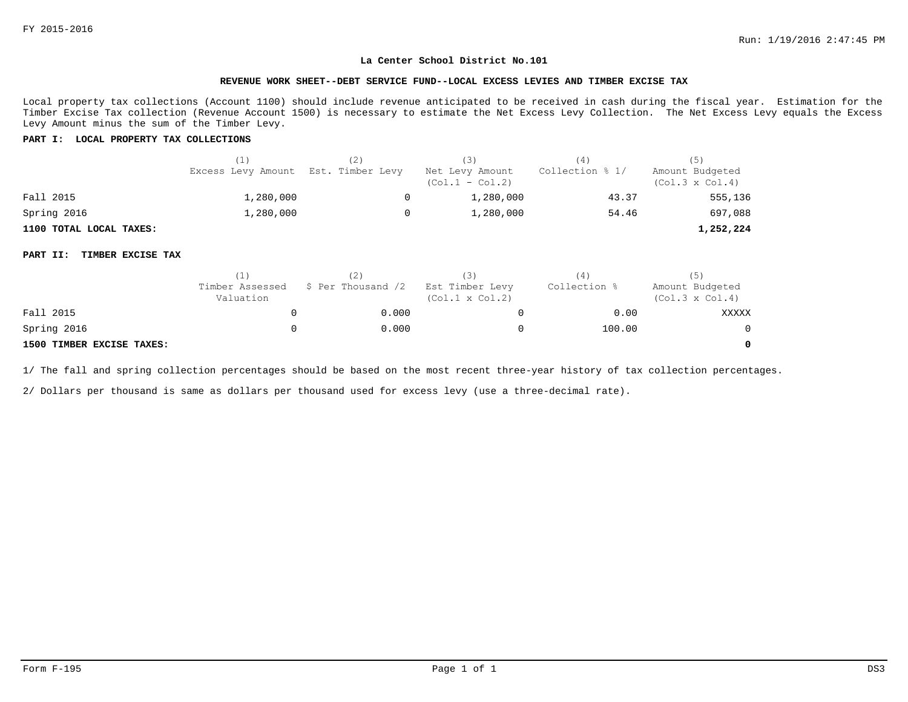FY 2015-2016

**La Center School District No.101**

**REVENUE WORK SHEET--DEBT SERVICE FUND--LOCAL EXCESS LEVIES AND TIMBER EXCISE TAX**

Local property tax collections (Account 1100) should include revenue anticipated to be received in cash during the fiscal year. Estimation for the Timber Excise Tax collection (Revenue Account 1500) is necessary to estimate the Net Excess Levy Collection. The Net Excess Levy equals the Excess Levy Amount minus the sum of the Timber Levy.

**PART I: LOCAL PROPERTY TAX COLLECTIONS**

| | (1) Excess Levy Amount | (2) Est. Timber Levy | (3) Net Levy Amount (Col.1 - Col.2) | (4) Collection % 1/ | (5) Amount Budgeted (Col.3 x Col.4) |
|---|---|---|---|---|---|
| Fall 2015 | 1,280,000 | 0 | 1,280,000 | 43.37 | 555,136 |
| Spring 2016 | 1,280,000 | 0 | 1,280,000 | 54.46 | 697,088 |
| **1100 TOTAL LOCAL TAXES:** | | | | | **1,252,224** |

**PART II: TIMBER EXCISE TAX**

| | (1) Timber Assessed Valuation | (2) $ Per Thousand /2 | (3) Est Timber Levy (Col.1 x Col.2) | (4) Collection % | (5) Amount Budgeted (Col.3 x Col.4) |
|---|---|---|---|---|---|
| Fall 2015 | 0 | 0.000 | 0 | 0.00 | XXXXX |
| Spring 2016 | 0 | 0.000 | 0 | 100.00 | 0 |
| **1500 TIMBER EXCISE TAXES:** | | | | | **0** |

1/ The fall and spring collection percentages should be based on the most recent three-year history of tax collection percentages.

2/ Dollars per thousand is same as dollars per thousand used for excess levy (use a three-decimal rate).

Form F-195 DS3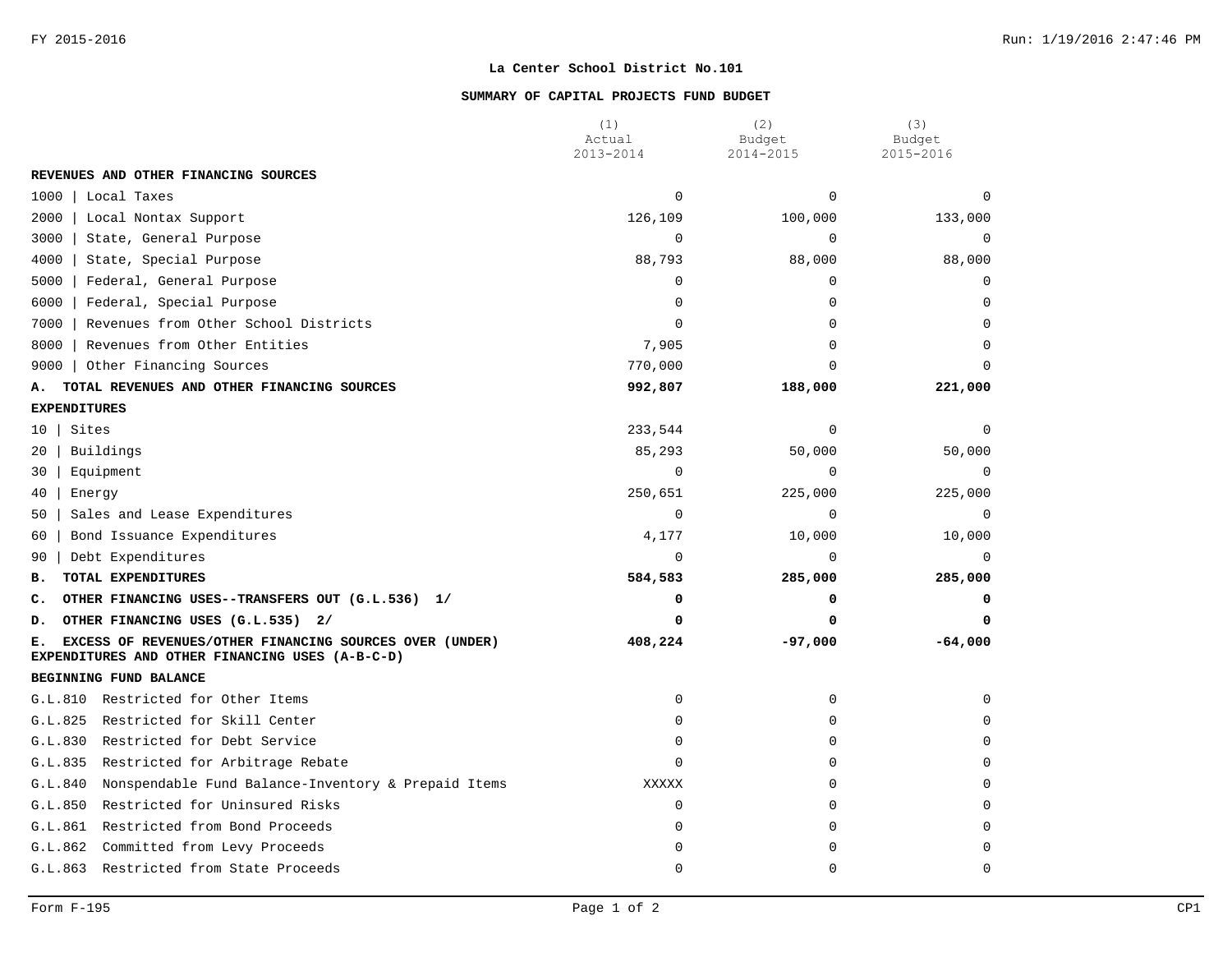**La Center School District No.101**

**SUMMARY OF CAPITAL PROJECTS FUND BUDGET**

| | (1) Actual 2013-2014 | (2) Budget 2014-2015 | (3) Budget 2015-2016 |
|---|---|---|---|
| **REVENUES AND OTHER FINANCING SOURCES** | | | |
| 1000 \| Local Taxes | 0 | 0 | 0 |
| 2000 \| Local Nontax Support | 126,109 | 100,000 | 133,000 |
| 3000 \| State, General Purpose | 0 | 0 | 0 |
| 4000 \| State, Special Purpose | 88,793 | 88,000 | 88,000 |
| 5000 \| Federal, General Purpose | 0 | 0 | 0 |
| 6000 \| Federal, Special Purpose | 0 | 0 | 0 |
| 7000 \| Revenues from Other School Districts | 0 | 0 | 0 |
| 8000 \| Revenues from Other Entities | 7,905 | 0 | 0 |
| 9000 \| Other Financing Sources | 770,000 | 0 | 0 |
| **A. TOTAL REVENUES AND OTHER FINANCING SOURCES** | **992,807** | **188,000** | **221,000** |
| **EXPENDITURES** | | | |
| 10 \| Sites | 233,544 | 0 | 0 |
| 20 \| Buildings | 85,293 | 50,000 | 50,000 |
| 30 \| Equipment | 0 | 0 | 0 |
| 40 \| Energy | 250,651 | 225,000 | 225,000 |
| 50 \| Sales and Lease Expenditures | 0 | 0 | 0 |
| 60 \| Bond Issuance Expenditures | 4,177 | 10,000 | 10,000 |
| 90 \| Debt Expenditures | 0 | 0 | 0 |
| **B. TOTAL EXPENDITURES** | **584,583** | **285,000** | **285,000** |
| **C. OTHER FINANCING USES--TRANSFERS OUT (G.L.536) 1/** | **0** | **0** | **0** |
| **D. OTHER FINANCING USES (G.L.535) 2/** | **0** | **0** | **0** |
| **E. EXCESS OF REVENUES/OTHER FINANCING SOURCES OVER (UNDER) EXPENDITURES AND OTHER FINANCING USES (A-B-C-D)** | **408,224** | **-97,000** | **-64,000** |
| **BEGINNING FUND BALANCE** | | | |
| G.L.810 Restricted for Other Items | 0 | 0 | 0 |
| G.L.825 Restricted for Skill Center | 0 | 0 | 0 |
| G.L.830 Restricted for Debt Service | 0 | 0 | 0 |
| G.L.835 Restricted for Arbitrage Rebate | 0 | 0 | 0 |
| G.L.840 Nonspendable Fund Balance-Inventory & Prepaid Items | XXXXX | 0 | 0 |
| G.L.850 Restricted for Uninsured Risks | 0 | 0 | 0 |
| G.L.861 Restricted from Bond Proceeds | 0 | 0 | 0 |
| G.L.862 Committed from Levy Proceeds | 0 | 0 | 0 |
| G.L.863 Restricted from State Proceeds | 0 | 0 | 0 |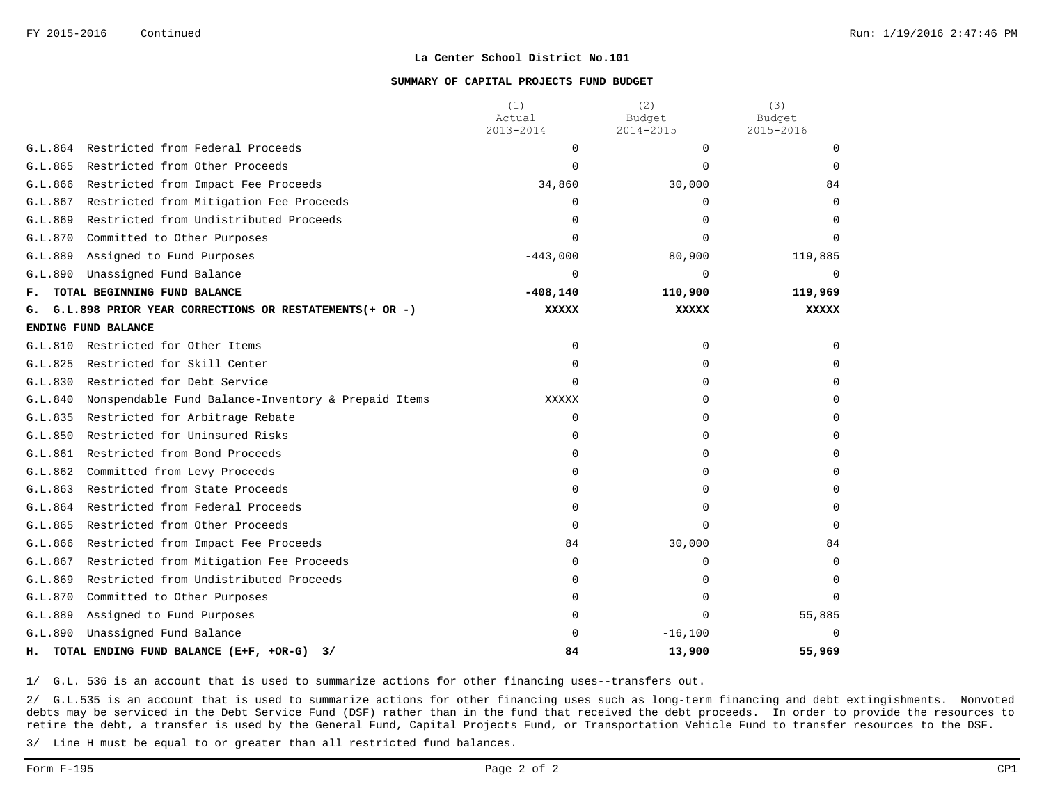FY 2015-2016 Continued

**La Center School District No.101**

**SUMMARY OF CAPITAL PROJECTS FUND BUDGET**

| | (1) Actual 2013-2014 | (2) Budget 2014-2015 | (3) Budget 2015-2016 |
|---|---|---|---|
| G.L.864 Restricted from Federal Proceeds | 0 | 0 | 0 |
| G.L.865 Restricted from Other Proceeds | 0 | 0 | 0 |
| G.L.866 Restricted from Impact Fee Proceeds | 34,860 | 30,000 | 84 |
| G.L.867 Restricted from Mitigation Fee Proceeds | 0 | 0 | 0 |
| G.L.869 Restricted from Undistributed Proceeds | 0 | 0 | 0 |
| G.L.870 Committed to Other Purposes | 0 | 0 | 0 |
| G.L.889 Assigned to Fund Purposes | -443,000 | 80,900 | 119,885 |
| G.L.890 Unassigned Fund Balance | 0 | 0 | 0 |
| **F. TOTAL BEGINNING FUND BALANCE** | **-408,140** | **110,900** | **119,969** |
| **G. G.L.898 PRIOR YEAR CORRECTIONS OR RESTATEMENTS(+ OR -)** | **XXXXX** | **XXXXX** | **XXXXX** |
| **ENDING FUND BALANCE** | | | |
| G.L.810 Restricted for Other Items | 0 | 0 | 0 |
| G.L.825 Restricted for Skill Center | 0 | 0 | 0 |
| G.L.830 Restricted for Debt Service | 0 | 0 | 0 |
| G.L.840 Nonspendable Fund Balance-Inventory & Prepaid Items | XXXXX | 0 | 0 |
| G.L.835 Restricted for Arbitrage Rebate | 0 | 0 | 0 |
| G.L.850 Restricted for Uninsured Risks | 0 | 0 | 0 |
| G.L.861 Restricted from Bond Proceeds | 0 | 0 | 0 |
| G.L.862 Committed from Levy Proceeds | 0 | 0 | 0 |
| G.L.863 Restricted from State Proceeds | 0 | 0 | 0 |
| G.L.864 Restricted from Federal Proceeds | 0 | 0 | 0 |
| G.L.865 Restricted from Other Proceeds | 0 | 0 | 0 |
| G.L.866 Restricted from Impact Fee Proceeds | 84 | 30,000 | 84 |
| G.L.867 Restricted from Mitigation Fee Proceeds | 0 | 0 | 0 |
| G.L.869 Restricted from Undistributed Proceeds | 0 | 0 | 0 |
| G.L.870 Committed to Other Purposes | 0 | 0 | 0 |
| G.L.889 Assigned to Fund Purposes | 0 | 0 | 55,885 |
| G.L.890 Unassigned Fund Balance | 0 | -16,100 | 0 |
| **H. TOTAL ENDING FUND BALANCE (E+F, +OR-G) 3/** | **84** | **13,900** | **55,969** |

1/ G.L. 536 is an account that is used to summarize actions for other financing uses--transfers out.

2/ G.L.535 is an account that is used to summarize actions for other financing uses such as long-term financing and debt extingishments. Nonvoted debts may be serviced in the Debt Service Fund (DSF) rather than in the fund that received the debt proceeds. In order to provide the resources to retire the debt, a transfer is used by the General Fund, Capital Projects Fund, or Transportation Vehicle Fund to transfer resources to the DSF.

3/ Line H must be equal to or greater than all restricted fund balances.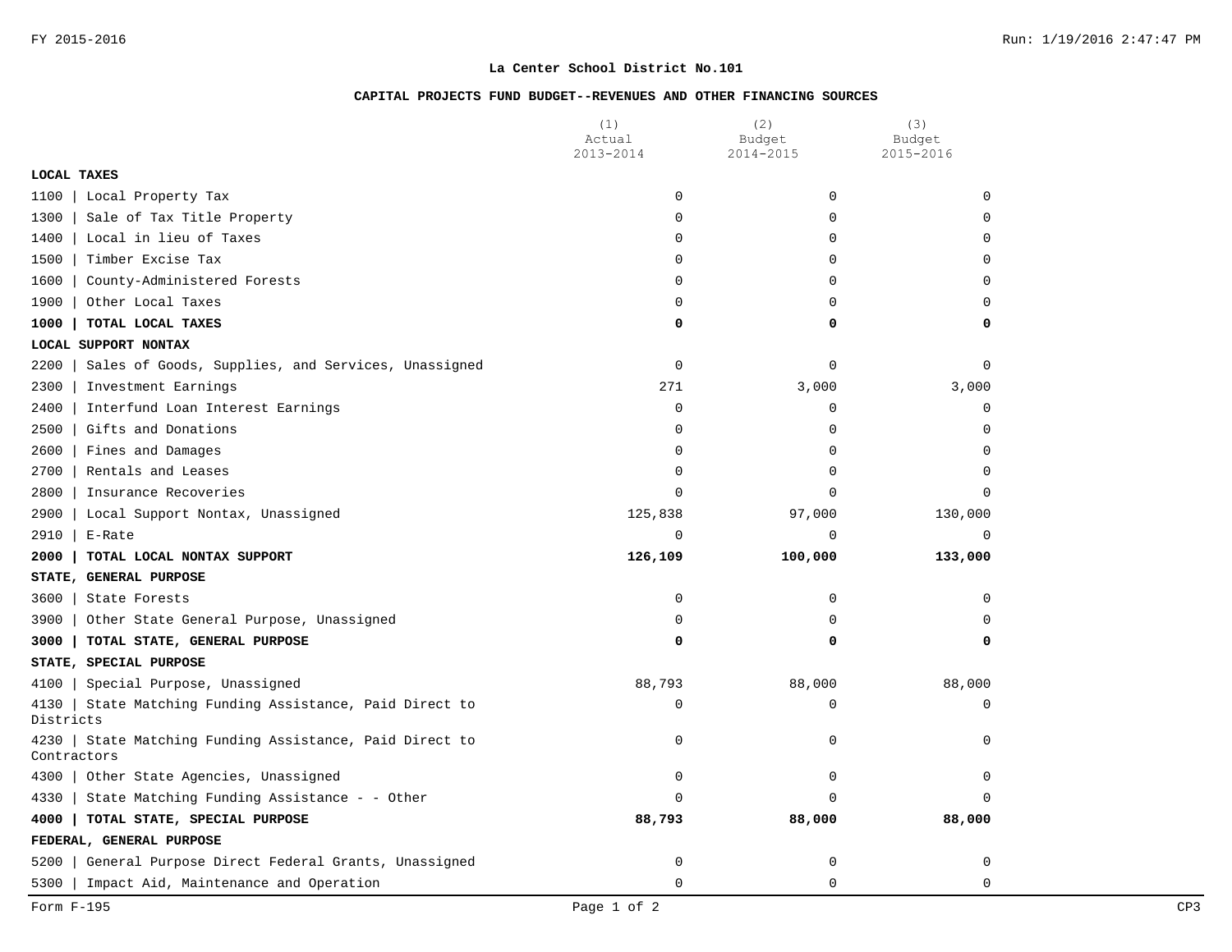FY 2015-2016

## La Center School District No.101

### CAPITAL PROJECTS FUND BUDGET--REVENUES AND OTHER FINANCING SOURCES

| | (1) Actual 2013-2014 | (2) Budget 2014-2015 | (3) Budget 2015-2016 |
|---|---|---|---|
| **LOCAL TAXES** | | | |
| 1100 \| Local Property Tax | 0 | 0 | 0 |
| 1300 \| Sale of Tax Title Property | 0 | 0 | 0 |
| 1400 \| Local in lieu of Taxes | 0 | 0 | 0 |
| 1500 \| Timber Excise Tax | 0 | 0 | 0 |
| 1600 \| County-Administered Forests | 0 | 0 | 0 |
| 1900 \| Other Local Taxes | 0 | 0 | 0 |
| **1000 \| TOTAL LOCAL TAXES** | **0** | **0** | **0** |
| **LOCAL SUPPORT NONTAX** | | | |
| 2200 \| Sales of Goods, Supplies, and Services, Unassigned | 0 | 0 | 0 |
| 2300 \| Investment Earnings | 271 | 3,000 | 3,000 |
| 2400 \| Interfund Loan Interest Earnings | 0 | 0 | 0 |
| 2500 \| Gifts and Donations | 0 | 0 | 0 |
| 2600 \| Fines and Damages | 0 | 0 | 0 |
| 2700 \| Rentals and Leases | 0 | 0 | 0 |
| 2800 \| Insurance Recoveries | 0 | 0 | 0 |
| 2900 \| Local Support Nontax, Unassigned | 125,838 | 97,000 | 130,000 |
| 2910 \| E-Rate | 0 | 0 | 0 |
| **2000 \| TOTAL LOCAL NONTAX SUPPORT** | **126,109** | **100,000** | **133,000** |
| **STATE, GENERAL PURPOSE** | | | |
| 3600 \| State Forests | 0 | 0 | 0 |
| 3900 \| Other State General Purpose, Unassigned | 0 | 0 | 0 |
| **3000 \| TOTAL STATE, GENERAL PURPOSE** | **0** | **0** | **0** |
| **STATE, SPECIAL PURPOSE** | | | |
| 4100 \| Special Purpose, Unassigned | 88,793 | 88,000 | 88,000 |
| 4130 \| State Matching Funding Assistance, Paid Direct to Districts | 0 | 0 | 0 |
| 4230 \| State Matching Funding Assistance, Paid Direct to Contractors | 0 | 0 | 0 |
| 4300 \| Other State Agencies, Unassigned | 0 | 0 | 0 |
| 4330 \| State Matching Funding Assistance - - Other | 0 | 0 | 0 |
| **4000 \| TOTAL STATE, SPECIAL PURPOSE** | **88,793** | **88,000** | **88,000** |
| **FEDERAL, GENERAL PURPOSE** | | | |
| 5200 \| General Purpose Direct Federal Grants, Unassigned | 0 | 0 | 0 |
| 5300 \| Impact Aid, Maintenance and Operation | 0 | 0 | 0 |

Form F-195 CP3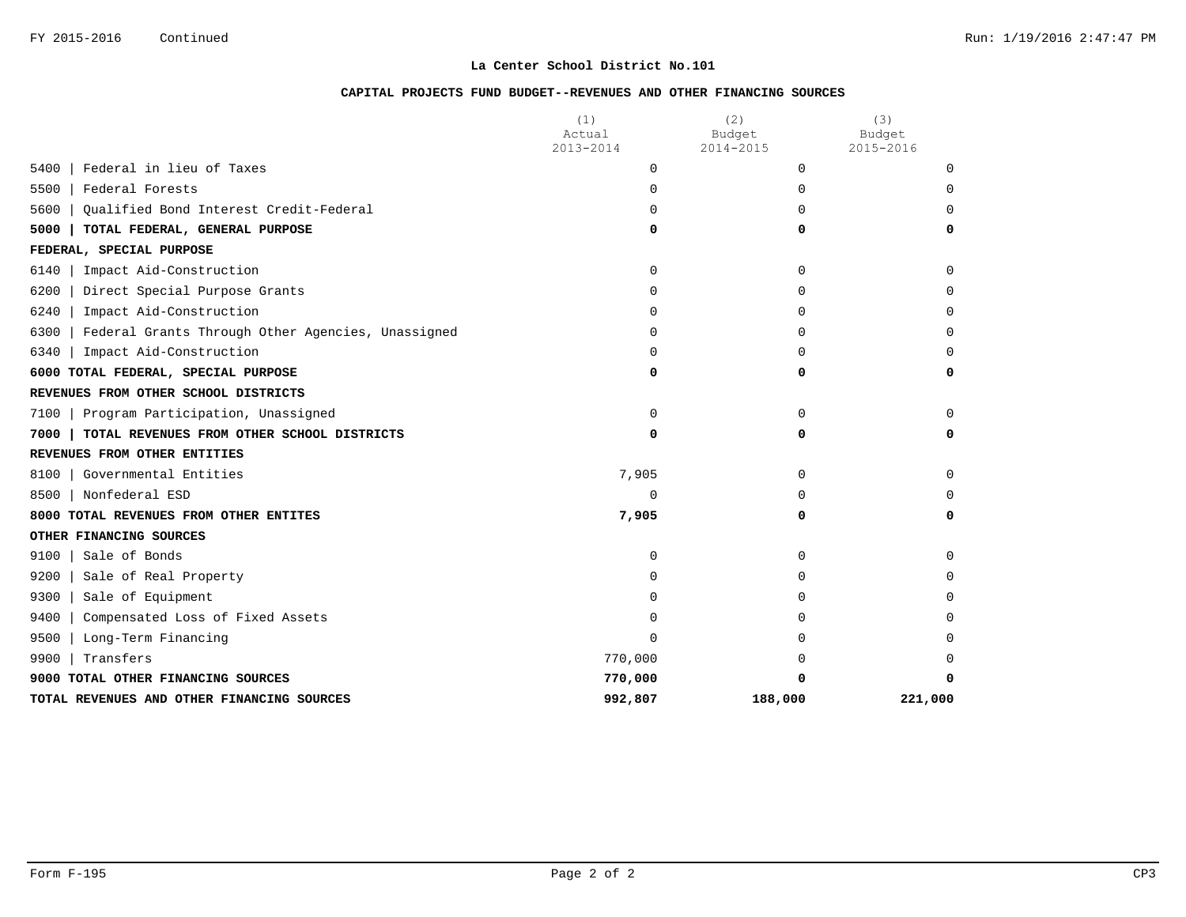**La Center School District No.101**

**CAPITAL PROJECTS FUND BUDGET--REVENUES AND OTHER FINANCING SOURCES**

| | (1) Actual 2013-2014 | (2) Budget 2014-2015 | (3) Budget 2015-2016 |
|---|---|---|---|
| 5400 \| Federal in lieu of Taxes | 0 | 0 | 0 |
| 5500 \| Federal Forests | 0 | 0 | 0 |
| 5600 \| Qualified Bond Interest Credit-Federal | 0 | 0 | 0 |
| **5000 \| TOTAL FEDERAL, GENERAL PURPOSE** | **0** | **0** | **0** |
| **FEDERAL, SPECIAL PURPOSE** | | | |
| 6140 \| Impact Aid-Construction | 0 | 0 | 0 |
| 6200 \| Direct Special Purpose Grants | 0 | 0 | 0 |
| 6240 \| Impact Aid-Construction | 0 | 0 | 0 |
| 6300 \| Federal Grants Through Other Agencies, Unassigned | 0 | 0 | 0 |
| 6340 \| Impact Aid-Construction | 0 | 0 | 0 |
| **6000 TOTAL FEDERAL, SPECIAL PURPOSE** | **0** | **0** | **0** |
| **REVENUES FROM OTHER SCHOOL DISTRICTS** | | | |
| 7100 \| Program Participation, Unassigned | 0 | 0 | 0 |
| **7000 \| TOTAL REVENUES FROM OTHER SCHOOL DISTRICTS** | **0** | **0** | **0** |
| **REVENUES FROM OTHER ENTITIES** | | | |
| 8100 \| Governmental Entities | 7,905 | 0 | 0 |
| 8500 \| Nonfederal ESD | 0 | 0 | 0 |
| **8000 TOTAL REVENUES FROM OTHER ENTITES** | **7,905** | **0** | **0** |
| **OTHER FINANCING SOURCES** | | | |
| 9100 \| Sale of Bonds | 0 | 0 | 0 |
| 9200 \| Sale of Real Property | 0 | 0 | 0 |
| 9300 \| Sale of Equipment | 0 | 0 | 0 |
| 9400 \| Compensated Loss of Fixed Assets | 0 | 0 | 0 |
| 9500 \| Long-Term Financing | 0 | 0 | 0 |
| 9900 \| Transfers | 770,000 | 0 | 0 |
| **9000 TOTAL OTHER FINANCING SOURCES** | **770,000** | **0** | **0** |
| **TOTAL REVENUES AND OTHER FINANCING SOURCES** | **992,807** | **188,000** | **221,000** |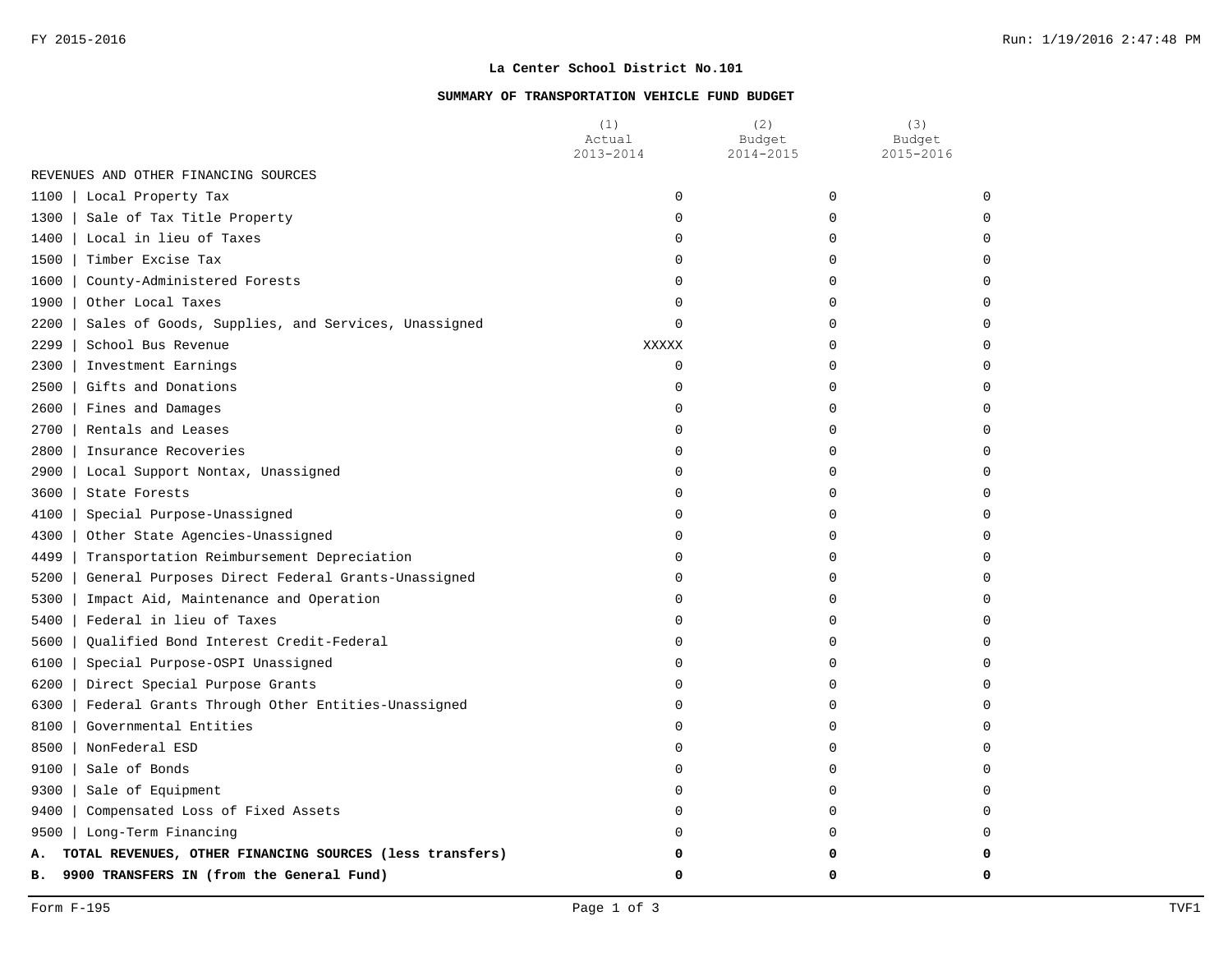**La Center School District No.101**

**SUMMARY OF TRANSPORTATION VEHICLE FUND BUDGET**

| | (1) Actual 2013-2014 | (2) Budget 2014-2015 | (3) Budget 2015-2016 |
|---|---|---|---|
| REVENUES AND OTHER FINANCING SOURCES | | | |
| 1100 \| Local Property Tax | 0 | 0 | 0 |
| 1300 \| Sale of Tax Title Property | 0 | 0 | 0 |
| 1400 \| Local in lieu of Taxes | 0 | 0 | 0 |
| 1500 \| Timber Excise Tax | 0 | 0 | 0 |
| 1600 \| County-Administered Forests | 0 | 0 | 0 |
| 1900 \| Other Local Taxes | 0 | 0 | 0 |
| 2200 \| Sales of Goods, Supplies, and Services, Unassigned | 0 | 0 | 0 |
| 2299 \| School Bus Revenue | XXXXX | 0 | 0 |
| 2300 \| Investment Earnings | 0 | 0 | 0 |
| 2500 \| Gifts and Donations | 0 | 0 | 0 |
| 2600 \| Fines and Damages | 0 | 0 | 0 |
| 2700 \| Rentals and Leases | 0 | 0 | 0 |
| 2800 \| Insurance Recoveries | 0 | 0 | 0 |
| 2900 \| Local Support Nontax, Unassigned | 0 | 0 | 0 |
| 3600 \| State Forests | 0 | 0 | 0 |
| 4100 \| Special Purpose-Unassigned | 0 | 0 | 0 |
| 4300 \| Other State Agencies-Unassigned | 0 | 0 | 0 |
| 4499 \| Transportation Reimbursement Depreciation | 0 | 0 | 0 |
| 5200 \| General Purposes Direct Federal Grants-Unassigned | 0 | 0 | 0 |
| 5300 \| Impact Aid, Maintenance and Operation | 0 | 0 | 0 |
| 5400 \| Federal in lieu of Taxes | 0 | 0 | 0 |
| 5600 \| Qualified Bond Interest Credit-Federal | 0 | 0 | 0 |
| 6100 \| Special Purpose-OSPI Unassigned | 0 | 0 | 0 |
| 6200 \| Direct Special Purpose Grants | 0 | 0 | 0 |
| 6300 \| Federal Grants Through Other Entities-Unassigned | 0 | 0 | 0 |
| 8100 \| Governmental Entities | 0 | 0 | 0 |
| 8500 \| NonFederal ESD | 0 | 0 | 0 |
| 9100 \| Sale of Bonds | 0 | 0 | 0 |
| 9300 \| Sale of Equipment | 0 | 0 | 0 |
| 9400 \| Compensated Loss of Fixed Assets | 0 | 0 | 0 |
| 9500 \| Long-Term Financing | 0 | 0 | 0 |
| **A. TOTAL REVENUES, OTHER FINANCING SOURCES (less transfers)** | **0** | **0** | **0** |
| **B. 9900 TRANSFERS IN (from the General Fund)** | **0** | **0** | **0** |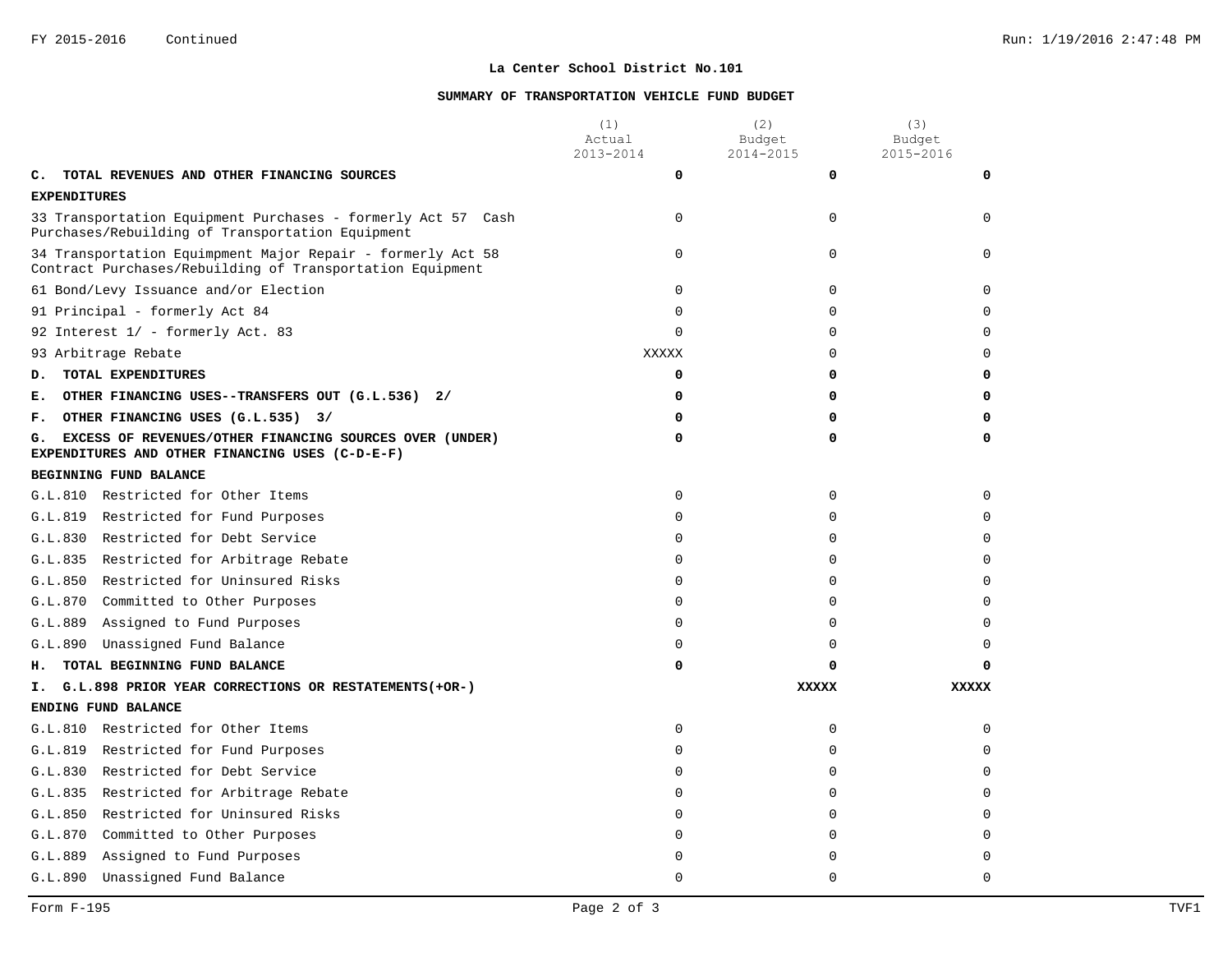**La Center School District No.101**

**SUMMARY OF TRANSPORTATION VEHICLE FUND BUDGET**

| | (1) Actual 2013-2014 | (2) Budget 2014-2015 | (3) Budget 2015-2016 |
|---|---|---|---|
| **C. TOTAL REVENUES AND OTHER FINANCING SOURCES** | **0** | **0** | **0** |
| **EXPENDITURES** | | | |
| 33 Transportation Equipment Purchases - formerly Act 57 Cash Purchases/Rebuilding of Transportation Equipment | 0 | 0 | 0 |
| 34 Transportation Equimpment Major Repair - formerly Act 58 Contract Purchases/Rebuilding of Transportation Equipment | 0 | 0 | 0 |
| 61 Bond/Levy Issuance and/or Election | 0 | 0 | 0 |
| 91 Principal - formerly Act 84 | 0 | 0 | 0 |
| 92 Interest 1/ - formerly Act. 83 | 0 | 0 | 0 |
| 93 Arbitrage Rebate | XXXXX | 0 | 0 |
| **D. TOTAL EXPENDITURES** | **0** | **0** | **0** |
| **E. OTHER FINANCING USES--TRANSFERS OUT (G.L.536) 2/** | **0** | **0** | **0** |
| **F. OTHER FINANCING USES (G.L.535) 3/** | **0** | **0** | **0** |
| **G. EXCESS OF REVENUES/OTHER FINANCING SOURCES OVER (UNDER) EXPENDITURES AND OTHER FINANCING USES (C-D-E-F)** | **0** | **0** | **0** |
| **BEGINNING FUND BALANCE** | | | |
| G.L.810 Restricted for Other Items | 0 | 0 | 0 |
| G.L.819 Restricted for Fund Purposes | 0 | 0 | 0 |
| G.L.830 Restricted for Debt Service | 0 | 0 | 0 |
| G.L.835 Restricted for Arbitrage Rebate | 0 | 0 | 0 |
| G.L.850 Restricted for Uninsured Risks | 0 | 0 | 0 |
| G.L.870 Committed to Other Purposes | 0 | 0 | 0 |
| G.L.889 Assigned to Fund Purposes | 0 | 0 | 0 |
| G.L.890 Unassigned Fund Balance | 0 | 0 | 0 |
| **H. TOTAL BEGINNING FUND BALANCE** | **0** | **0** | **0** |
| **I. G.L.898 PRIOR YEAR CORRECTIONS OR RESTATEMENTS(+OR-)** | | **XXXXX** | **XXXXX** |
| **ENDING FUND BALANCE** | | | |
| G.L.810 Restricted for Other Items | 0 | 0 | 0 |
| G.L.819 Restricted for Fund Purposes | 0 | 0 | 0 |
| G.L.830 Restricted for Debt Service | 0 | 0 | 0 |
| G.L.835 Restricted for Arbitrage Rebate | 0 | 0 | 0 |
| G.L.850 Restricted for Uninsured Risks | 0 | 0 | 0 |
| G.L.870 Committed to Other Purposes | 0 | 0 | 0 |
| G.L.889 Assigned to Fund Purposes | 0 | 0 | 0 |
| G.L.890 Unassigned Fund Balance | 0 | 0 | 0 |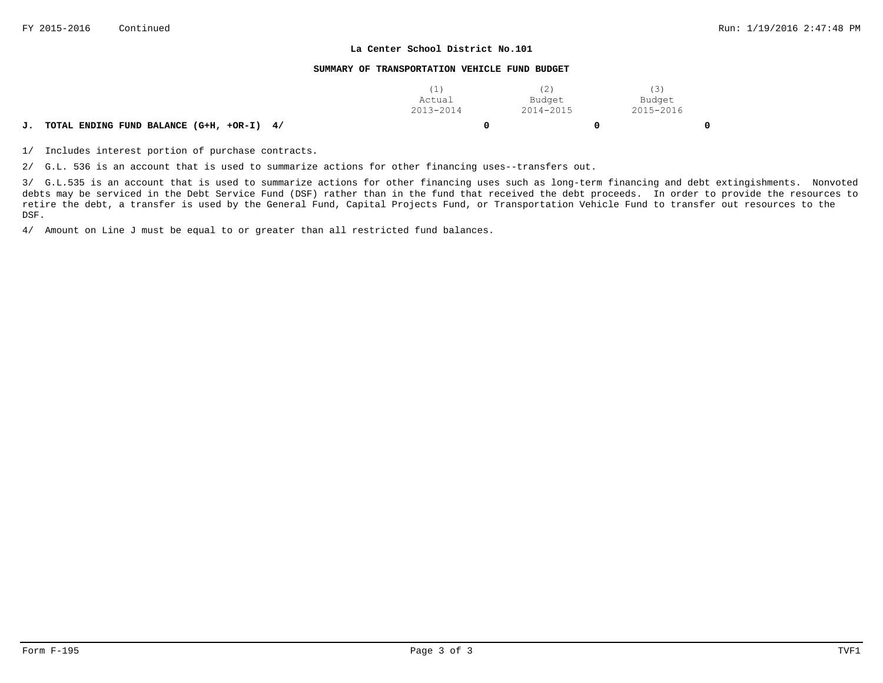**La Center School District No.101**

**SUMMARY OF TRANSPORTATION VEHICLE FUND BUDGET**

| | (1) Actual 2013-2014 | (2) Budget 2014-2015 | (3) Budget 2015-2016 |
|---|---|---|---|
| **J. TOTAL ENDING FUND BALANCE (G+H, +OR-I) 4/** | **0** | **0** | **0** |

1/ Includes interest portion of purchase contracts.

2/ G.L. 536 is an account that is used to summarize actions for other financing uses--transfers out.

3/ G.L.535 is an account that is used to summarize actions for other financing uses such as long-term financing and debt extingishments. Nonvoted debts may be serviced in the Debt Service Fund (DSF) rather than in the fund that received the debt proceeds. In order to provide the resources to retire the debt, a transfer is used by the General Fund, Capital Projects Fund, or Transportation Vehicle Fund to transfer out resources to the DSF.

4/ Amount on Line J must be equal to or greater than all restricted fund balances.